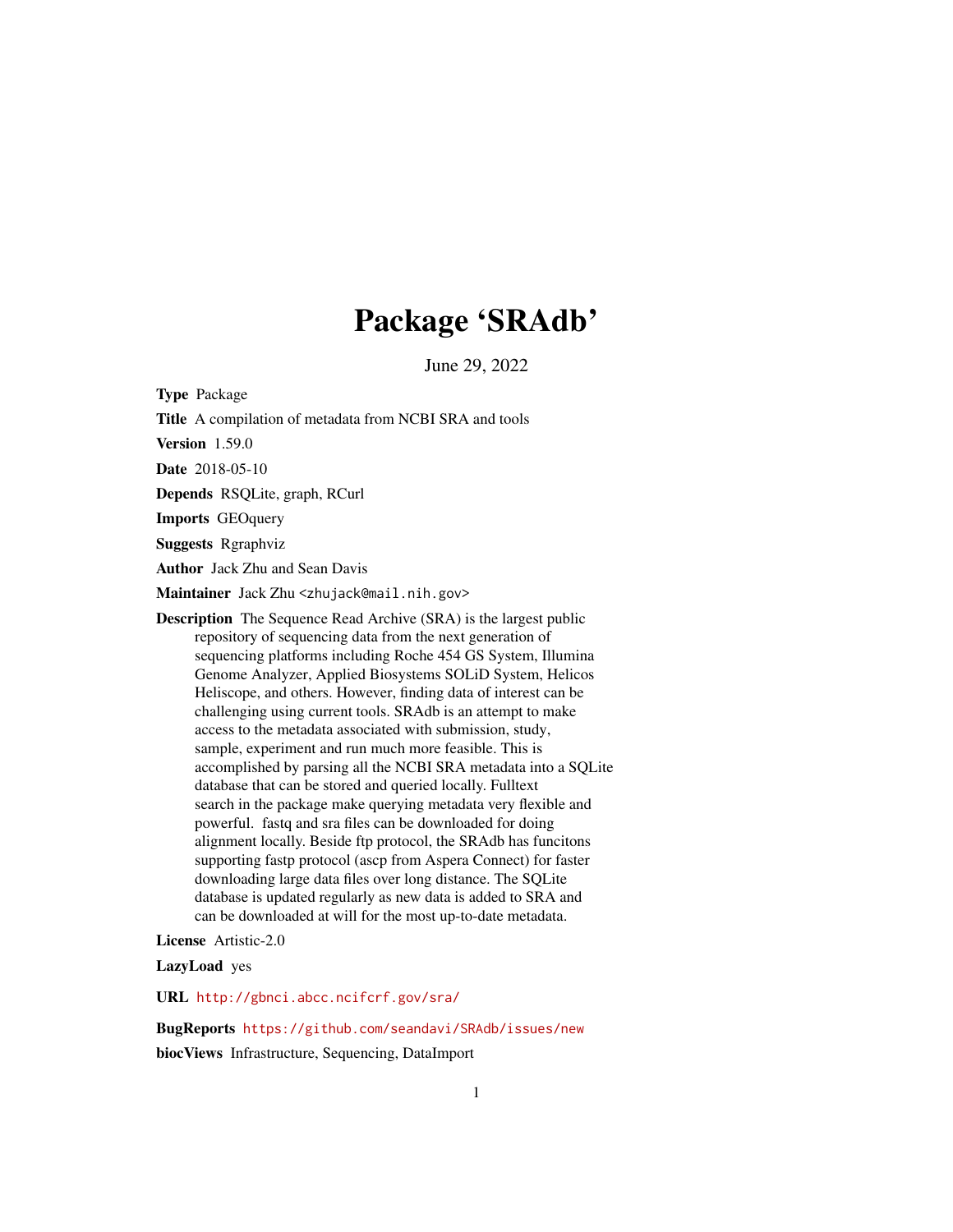# Package 'SRAdb'

June 29, 2022

**Type** Package

**Title** A compilation of metadata from NCBI SRA and tools

**Version** 1.59.0

**Date** 2018-05-10

**Depends** RSQLite, graph, RCurl

**Imports** GEOquery

**Suggests** Rgraphviz

**Author** Jack Zhu and Sean Davis

**Maintainer** Jack Zhu <zhujack@mail.nih.gov>

**Description** The Sequence Read Archive (SRA) is the largest public repository of sequencing data from the next generation of sequencing platforms including Roche 454 GS System, Illumina Genome Analyzer, Applied Biosystems SOLiD System, Helicos Heliscope, and others. However, finding data of interest can be challenging using current tools. SRAdb is an attempt to make access to the metadata associated with submission, study, sample, experiment and run much more feasible. This is accomplished by parsing all the NCBI SRA metadata into a SQLite database that can be stored and queried locally. Fulltext search in the package make querying metadata very flexible and powerful. fastq and sra files can be downloaded for doing alignment locally. Beside ftp protocol, the SRAdb has funcitons supporting fastp protocol (ascp from Aspera Connect) for faster downloading large data files over long distance. The SQLite database is updated regularly as new data is added to SRA and can be downloaded at will for the most up-to-date metadata.

**License** Artistic-2.0

**LazyLoad** yes

**URL** http://gbnci.abcc.ncifcrf.gov/sra/

**BugReports** https://github.com/seandavi/SRAdb/issues/new

**biocViews** Infrastructure, Sequencing, DataImport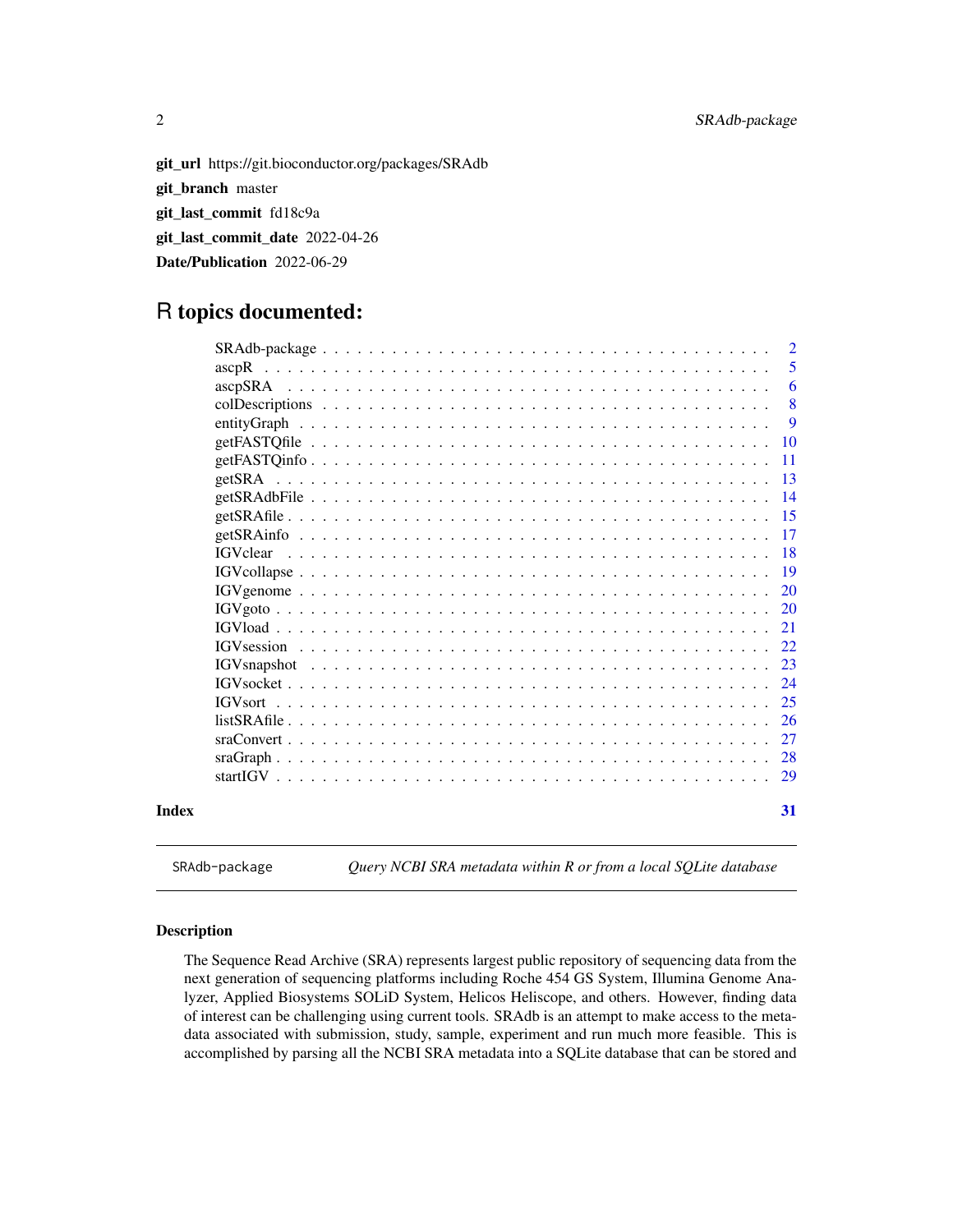**git_url** https://git.bioconductor.org/packages/SRAdb

**git_branch** master

**git_last_commit** fd18c9a

**git_last_commit_date** 2022-04-26

**Date/Publication** 2022-06-29

# R topics documented:

| | |
|---|---|
| SRAdb-package | 2 |
| ascpR | 5 |
| ascpSRA | 6 |
| colDescriptions | 8 |
| entityGraph | 9 |
| getFASTQfile | 10 |
| getFASTQinfo | 11 |
| getSRA | 13 |
| getSRAdbFile | 14 |
| getSRAfile | 15 |
| getSRAinfo | 17 |
| IGVclear | 18 |
| IGVcollapse | 19 |
| IGVgenome | 20 |
| IGVgoto | 20 |
| IGVload | 21 |
| IGVsession | 22 |
| IGVsnapshot | 23 |
| IGVsocket | 24 |
| IGVsort | 25 |
| listSRAfile | 26 |
| sraConvert | 27 |
| sraGraph | 28 |
| startIGV | 29 |
| **Index** | **31** |

---

SRAdb-package &nbsp;&nbsp;&nbsp; *Query NCBI SRA metadata within R or from a local SQLite database*

---

## Description

The Sequence Read Archive (SRA) represents largest public repository of sequencing data from the next generation of sequencing platforms including Roche 454 GS System, Illumina Genome Analyzer, Applied Biosystems SOLiD System, Helicos Heliscope, and others. However, finding data of interest can be challenging using current tools. SRAdb is an attempt to make access to the metadata associated with submission, study, sample, experiment and run much more feasible. This is accomplished by parsing all the NCBI SRA metadata into a SQLite database that can be stored and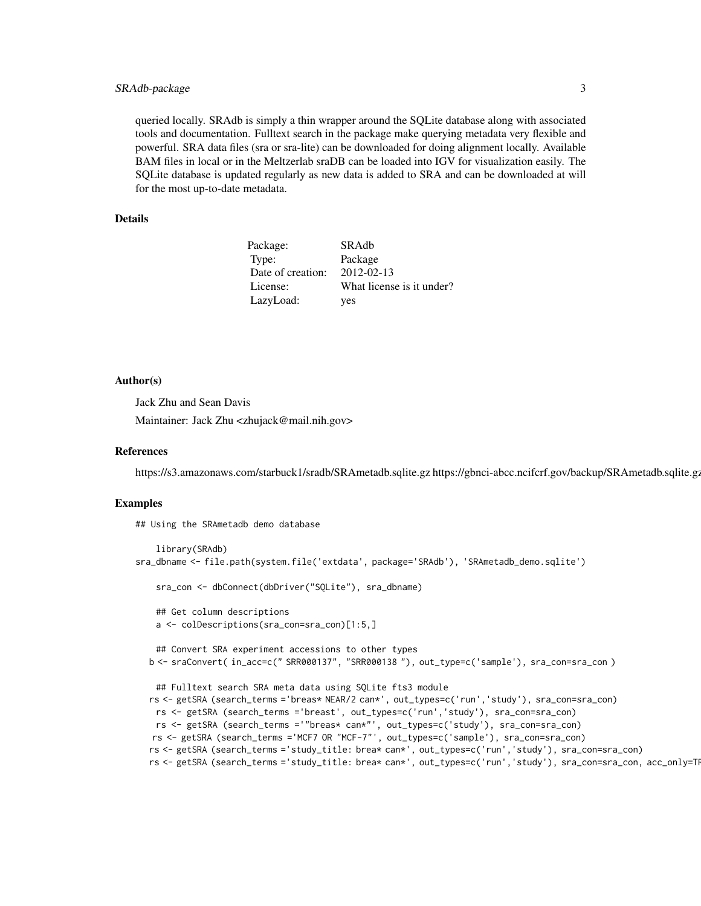queried locally. SRAdb is simply a thin wrapper around the SQLite database along with associated tools and documentation. Fulltext search in the package make querying metadata very flexible and powerful. SRA data files (sra or sra-lite) can be downloaded for doing alignment locally. Available BAM files in local or in the Meltzerlab sraDB can be loaded into IGV for visualization easily. The SQLite database is updated regularly as new data is added to SRA and can be downloaded at will for the most up-to-date metadata.

## Details

| | |
|---|---|
| Package: | SRAdb |
| Type: | Package |
| Date of creation: | 2012-02-13 |
| License: | What license is it under? |
| LazyLoad: | yes |

## Author(s)

Jack Zhu and Sean Davis

Maintainer: Jack Zhu <zhujack@mail.nih.gov>

## References

https://s3.amazonaws.com/starbuck1/sradb/SRAmetadb.sqlite.gz https://gbnci-abcc.ncifcrf.gov/backup/SRAmetadb.sqlite.gz

## Examples

```
## Using the SRAmetadb demo database

    library(SRAdb)
sra_dbname <- file.path(system.file('extdata', package='SRAdb'), 'SRAmetadb_demo.sqlite')

    sra_con <- dbConnect(dbDriver("SQLite"), sra_dbname)

    ## Get column descriptions
    a <- colDescriptions(sra_con=sra_con)[1:5,]

    ## Convert SRA experiment accessions to other types
   b <- sraConvert( in_acc=c(" SRR000137", "SRR000138 "), out_type=c('sample'), sra_con=sra_con )

    ## Fulltext search SRA meta data using SQLite fts3 module
   rs <- getSRA (search_terms ='breas* NEAR/2 can*', out_types=c('run','study'), sra_con=sra_con)
    rs <- getSRA (search_terms ='breast', out_types=c('run','study'), sra_con=sra_con)
    rs <- getSRA (search_terms ='"breas* can*"', out_types=c('study'), sra_con=sra_con)
    rs <- getSRA (search_terms ='MCF7 OR "MCF-7"', out_types=c('sample'), sra_con=sra_con)
   rs <- getSRA (search_terms ='study_title: brea* can*', out_types=c('run','study'), sra_con=sra_con)
   rs <- getSRA (search_terms ='study_title: brea* can*', out_types=c('run','study'), sra_con=sra_con, acc_only=TR
```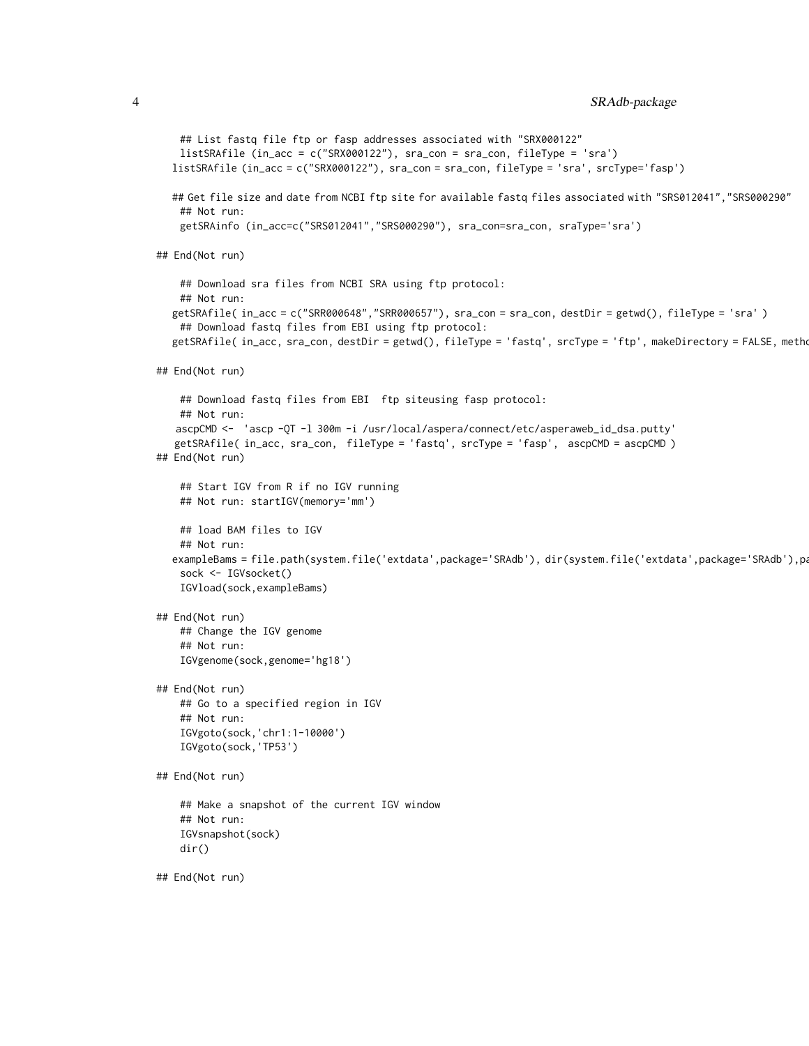```
  ## List fastq file ftp or fasp addresses associated with "SRX000122"
  listSRAfile (in_acc = c("SRX000122"), sra_con = sra_con, fileType = 'sra')
 listSRAfile (in_acc = c("SRX000122"), sra_con = sra_con, fileType = 'sra', srcType='fasp')

 ## Get file size and date from NCBI ftp site for available fastq files associated with "SRS012041","SRS000290"
  ## Not run:
  getSRAinfo (in_acc=c("SRS012041","SRS000290"), sra_con=sra_con, sraType='sra')

## End(Not run)

  ## Download sra files from NCBI SRA using ftp protocol:
  ## Not run:
 getSRAfile( in_acc = c("SRR000648","SRR000657"), sra_con = sra_con, destDir = getwd(), fileType = 'sra' )
  ## Download fastq files from EBI using ftp protocol:
 getSRAfile( in_acc, sra_con, destDir = getwd(), fileType = 'fastq', srcType = 'ftp', makeDirectory = FALSE, metho

## End(Not run)

  ## Download fastq files from EBI  ftp siteusing fasp protocol:
  ## Not run:
 ascpCMD <-  'ascp -QT -l 300m -i /usr/local/aspera/connect/etc/asperaweb_id_dsa.putty'
 getSRAfile( in_acc, sra_con,  fileType = 'fastq', srcType = 'fasp',  ascpCMD = ascpCMD )
## End(Not run)

  ## Start IGV from R if no IGV running
  ## Not run: startIGV(memory='mm')

  ## load BAM files to IGV
  ## Not run:
 exampleBams = file.path(system.file('extdata',package='SRAdb'), dir(system.file('extdata',package='SRAdb'),pa
  sock <- IGVsocket()
  IGVload(sock,exampleBams)

## End(Not run)
  ## Change the IGV genome
  ## Not run:
  IGVgenome(sock,genome='hg18')

## End(Not run)
  ## Go to a specified region in IGV
  ## Not run:
  IGVgoto(sock,'chr1:1-10000')
  IGVgoto(sock,'TP53')

## End(Not run)

  ## Make a snapshot of the current IGV window
  ## Not run:
  IGVsnapshot(sock)
  dir()

## End(Not run)
```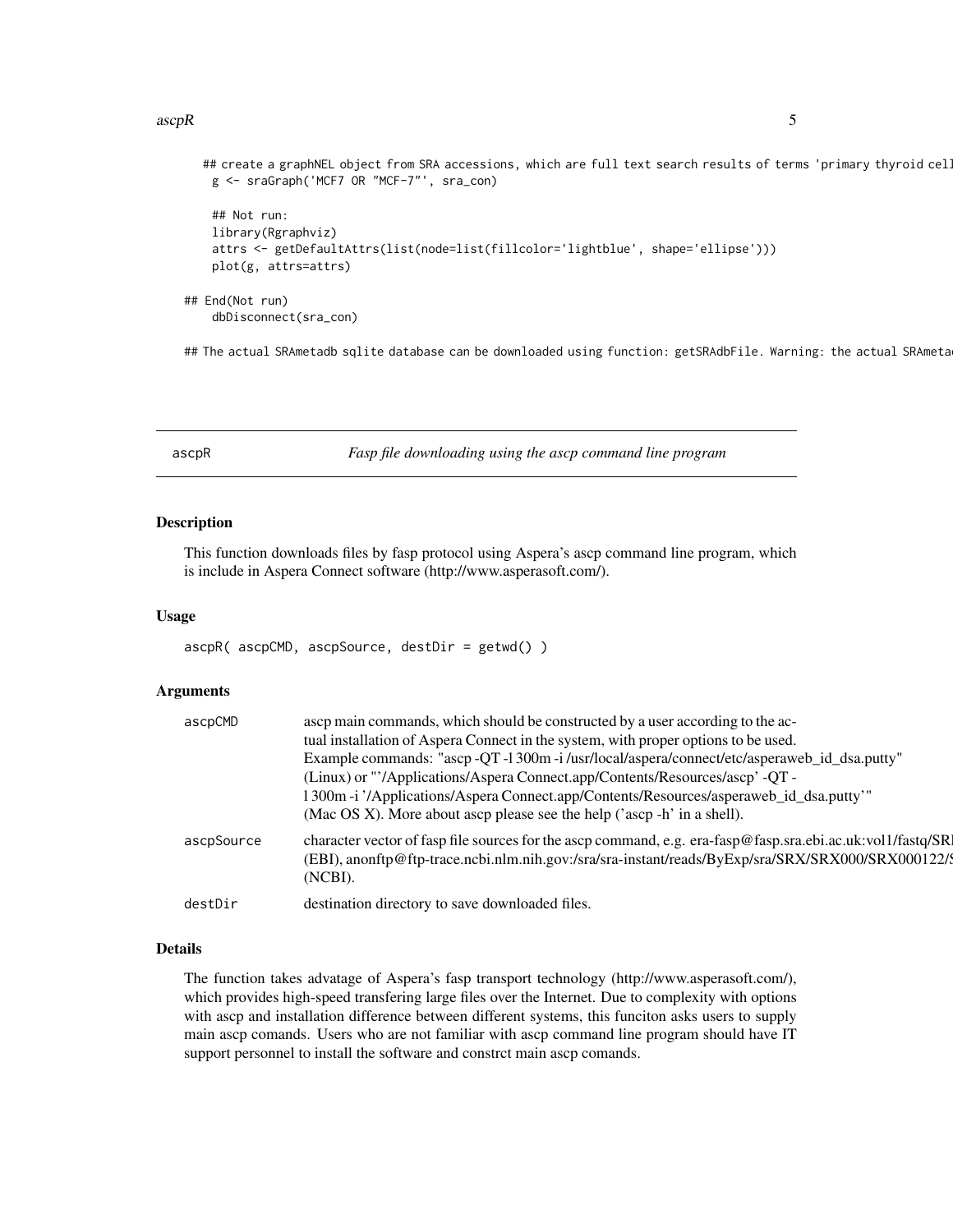```
## create a graphNEL object from SRA accessions, which are full text search results of terms 'primary thyroid cell
g <- sraGraph('MCF7 OR "MCF-7"', sra_con)

## Not run:
library(Rgraphviz)
attrs <- getDefaultAttrs(list(node=list(fillcolor='lightblue', shape='ellipse')))
plot(g, attrs=attrs)

## End(Not run)
dbDisconnect(sra_con)

## The actual SRAmetadb sqlite database can be downloaded using function: getSRAdbFile. Warning: the actual SRAmeta
```

## ascpR — *Fasp file downloading using the ascp command line program*

### Description

This function downloads files by fasp protocol using Aspera's ascp command line program, which is include in Aspera Connect software (http://www.asperasoft.com/).

### Usage

```
ascpR( ascpCMD, ascpSource, destDir = getwd() )
```

### Arguments

| | |
|---|---|
| `ascpCMD` | ascp main commands, which should be constructed by a user according to the actual installation of Aspera Connect in the system, with proper options to be used. Example commands: "ascp -QT -l 300m -i /usr/local/aspera/connect/etc/asperaweb_id_dsa.putty" (Linux) or "'/Applications/Aspera Connect.app/Contents/Resources/ascp' -QT -l 300m -i '/Applications/Aspera Connect.app/Contents/Resources/asperaweb_id_dsa.putty'" (Mac OS X). More about ascp please see the help ('ascp -h' in a shell). |
| `ascpSource` | character vector of fasp file sources for the ascp command, e.g. era-fasp@fasp.sra.ebi.ac.uk:vol1/fastq/SR (EBI), anonftp@ftp-trace.ncbi.nlm.nih.gov:/sra/sra-instant/reads/ByExp/sra/SRX/SRX000/SRX000122/ (NCBI). |
| `destDir` | destination directory to save downloaded files. |

### Details

The function takes advatage of Aspera's fasp transport technology (http://www.asperasoft.com/), which provides high-speed transfering large files over the Internet. Due to complexity with options with ascp and installation difference between different systems, this funciton asks users to supply main ascp comands. Users who are not familiar with ascp command line program should have IT support personnel to install the software and constrct main ascp comands.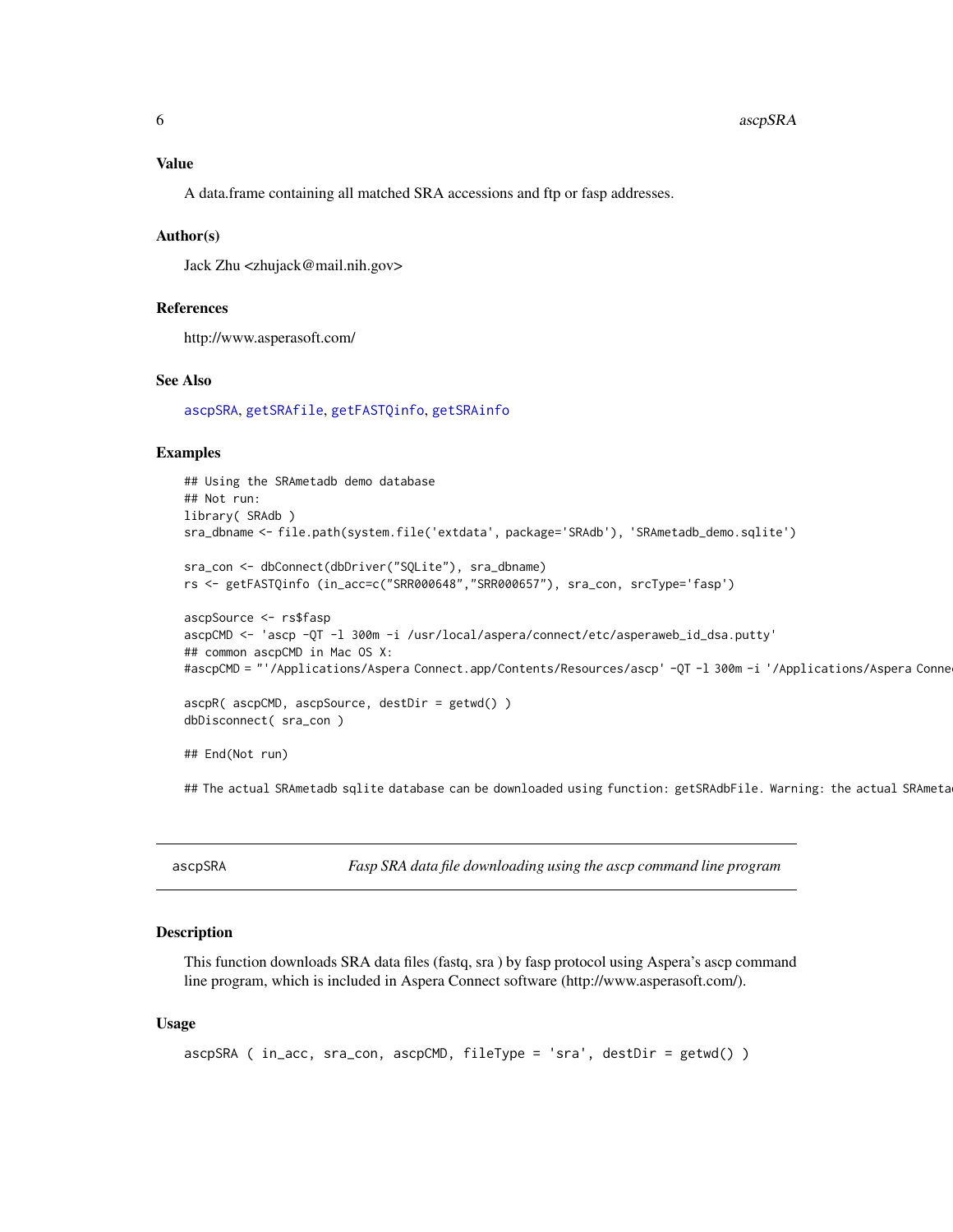### Value

A data.frame containing all matched SRA accessions and ftp or fasp addresses.

### Author(s)

Jack Zhu <zhujack@mail.nih.gov>

### References

http://www.asperasoft.com/

### See Also

ascpSRA, getSRAfile, getFASTQinfo, getSRAinfo

### Examples

```
## Using the SRAmetadb demo database
## Not run:
library( SRAdb )
sra_dbname <- file.path(system.file('extdata', package='SRAdb'), 'SRAmetadb_demo.sqlite')

sra_con <- dbConnect(dbDriver("SQLite"), sra_dbname)
rs <- getFASTQinfo (in_acc=c("SRR000648","SRR000657"), sra_con, srcType='fasp')

ascpSource <- rs$fasp
ascpCMD <- 'ascp -QT -l 300m -i /usr/local/aspera/connect/etc/asperaweb_id_dsa.putty'
## common ascpCMD in Mac OS X:
#ascpCMD = "'/Applications/Aspera Connect.app/Contents/Resources/ascp' -QT -l 300m -i '/Applications/Aspera Conne

ascpR( ascpCMD, ascpSource, destDir = getwd() )
dbDisconnect( sra_con )

## End(Not run)

## The actual SRAmetadb sqlite database can be downloaded using function: getSRAdbFile. Warning: the actual SRAmeta
```

---

## ascpSRA — *Fasp SRA data file downloading using the ascp command line program*

### Description

This function downloads SRA data files (fastq, sra ) by fasp protocol using Aspera's ascp command line program, which is included in Aspera Connect software (http://www.asperasoft.com/).

### Usage

```
ascpSRA ( in_acc, sra_con, ascpCMD, fileType = 'sra', destDir = getwd() )
```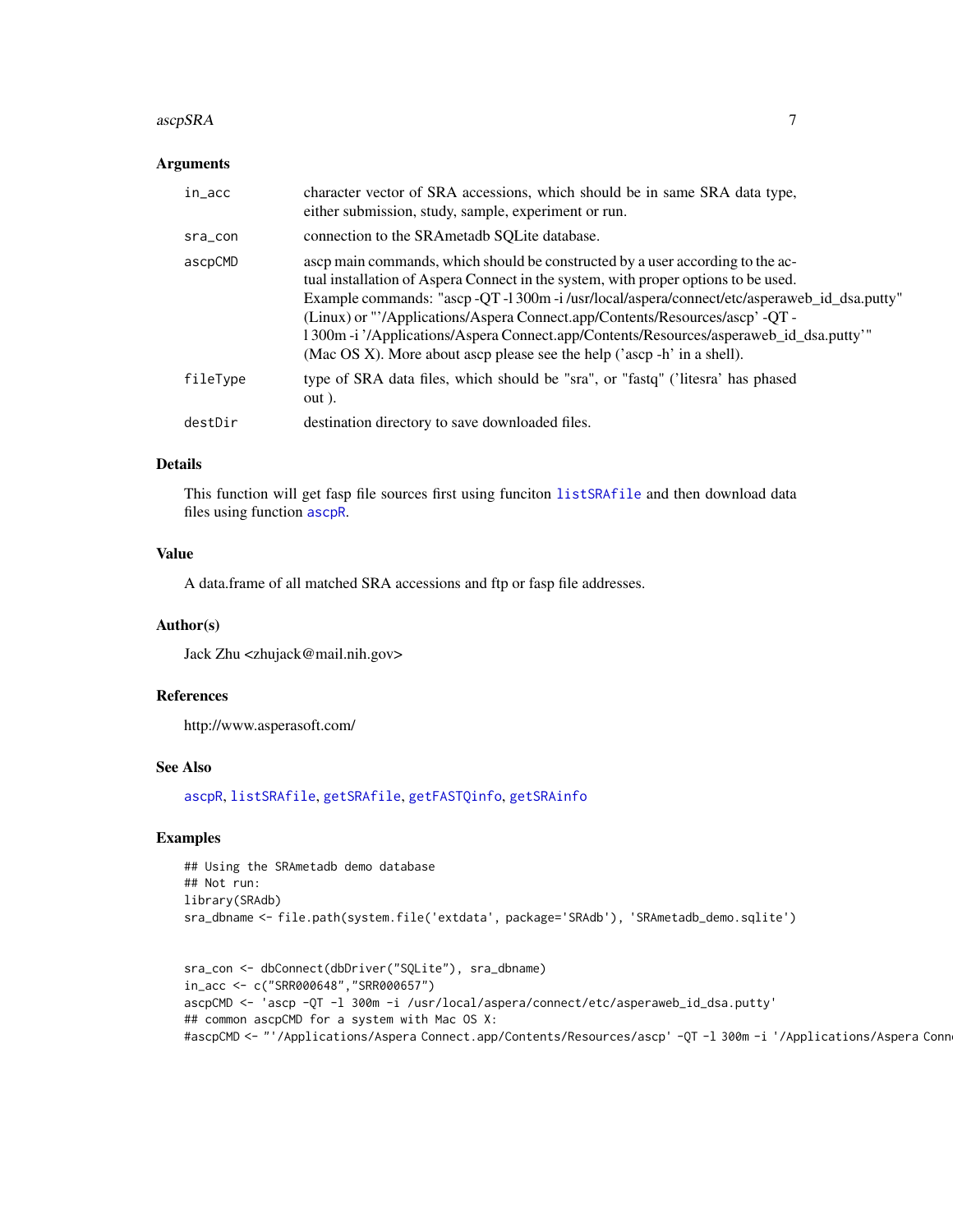### Arguments

| | |
|---|---|
| `in_acc` | character vector of SRA accessions, which should be in same SRA data type, either submission, study, sample, experiment or run. |
| `sra_con` | connection to the SRAmetadb SQLite database. |
| `ascpCMD` | ascp main commands, which should be constructed by a user according to the actual installation of Aspera Connect in the system, with proper options to be used. Example commands: "ascp -QT -l 300m -i /usr/local/aspera/connect/etc/asperaweb_id_dsa.putty" (Linux) or "'/Applications/Aspera Connect.app/Contents/Resources/ascp' -QT -l 300m -i '/Applications/Aspera Connect.app/Contents/Resources/asperaweb_id_dsa.putty'" (Mac OS X). More about ascp please see the help ('ascp -h' in a shell). |
| `fileType` | type of SRA data files, which should be "sra", or "fastq" ('litesra' has phased out ). |
| `destDir` | destination directory to save downloaded files. |

### Details

This function will get fasp file sources first using funciton `listSRAfile` and then download data files using function `ascpR`.

### Value

A data.frame of all matched SRA accessions and ftp or fasp file addresses.

### Author(s)

Jack Zhu <zhujack@mail.nih.gov>

### References

http://www.asperasoft.com/

### See Also

`ascpR`, `listSRAfile`, `getSRAfile`, `getFASTQinfo`, `getSRAinfo`

### Examples

```
## Using the SRAmetadb demo database
## Not run:
library(SRAdb)
sra_dbname <- file.path(system.file('extdata', package='SRAdb'), 'SRAmetadb_demo.sqlite')


sra_con <- dbConnect(dbDriver("SQLite"), sra_dbname)
in_acc <- c("SRR000648","SRR000657")
ascpCMD <- 'ascp -QT -l 300m -i /usr/local/aspera/connect/etc/asperaweb_id_dsa.putty'
## common ascpCMD for a system with Mac OS X:
#ascpCMD <- "'/Applications/Aspera Connect.app/Contents/Resources/ascp' -QT -l 300m -i '/Applications/Aspera Conn
```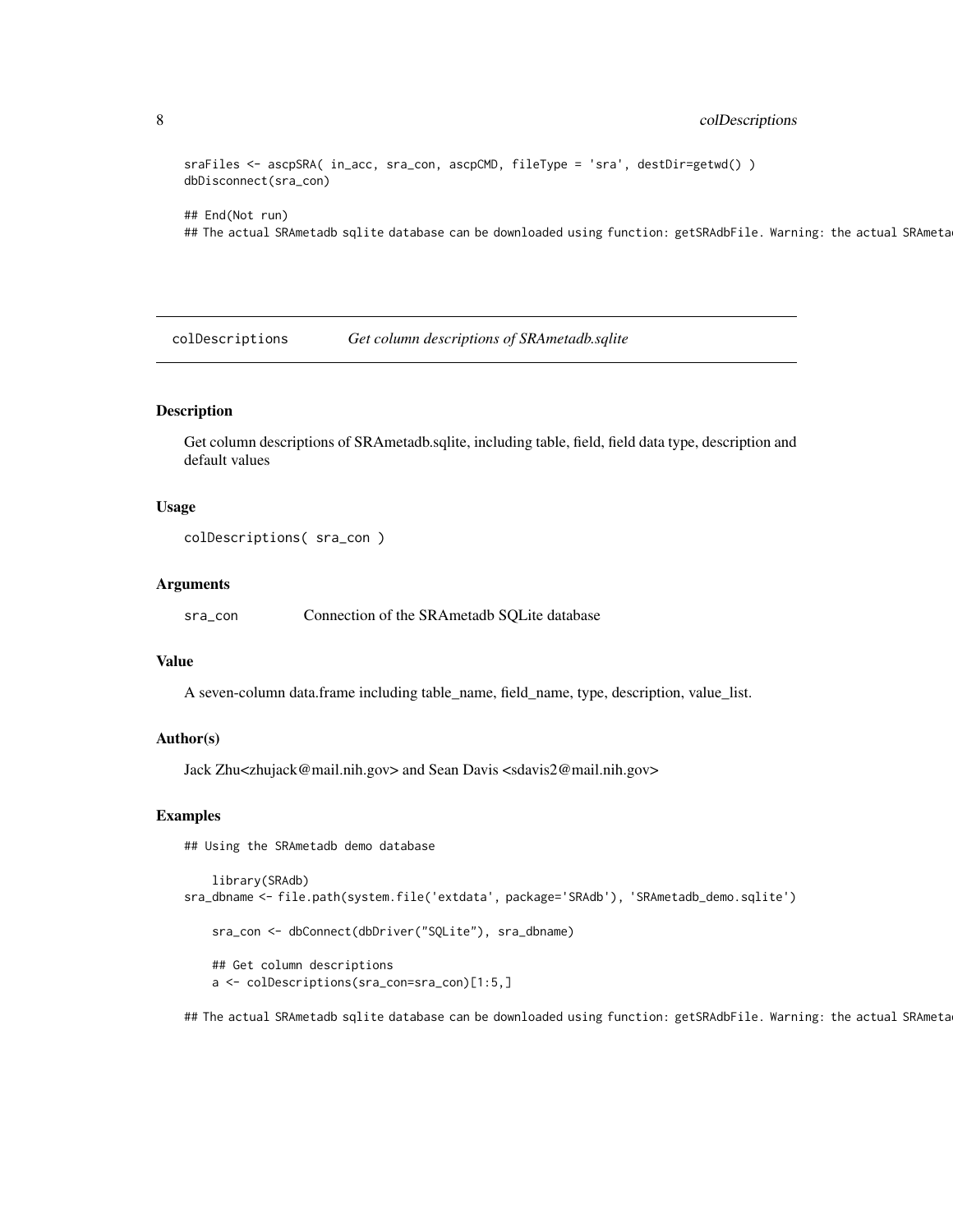```
sraFiles <- ascpSRA( in_acc, sra_con, ascpCMD, fileType = 'sra', destDir=getwd() )
dbDisconnect(sra_con)

## End(Not run)
## The actual SRAmetadb sqlite database can be downloaded using function: getSRAdbFile. Warning: the actual SRAmeta
```

## colDescriptions *Get column descriptions of SRAmetadb.sqlite*

### Description

Get column descriptions of SRAmetadb.sqlite, including table, field, field data type, description and default values

### Usage

```
colDescriptions( sra_con )
```

### Arguments

| | |
|---|---|
| sra_con | Connection of the SRAmetadb SQLite database |

### Value

A seven-column data.frame including table_name, field_name, type, description, value_list.

### Author(s)

Jack Zhu<zhujack@mail.nih.gov> and Sean Davis <sdavis2@mail.nih.gov>

### Examples

```
## Using the SRAmetadb demo database

    library(SRAdb)
sra_dbname <- file.path(system.file('extdata', package='SRAdb'), 'SRAmetadb_demo.sqlite')

    sra_con <- dbConnect(dbDriver("SQLite"), sra_dbname)

    ## Get column descriptions
    a <- colDescriptions(sra_con=sra_con)[1:5,]

## The actual SRAmetadb sqlite database can be downloaded using function: getSRAdbFile. Warning: the actual SRAmeta
```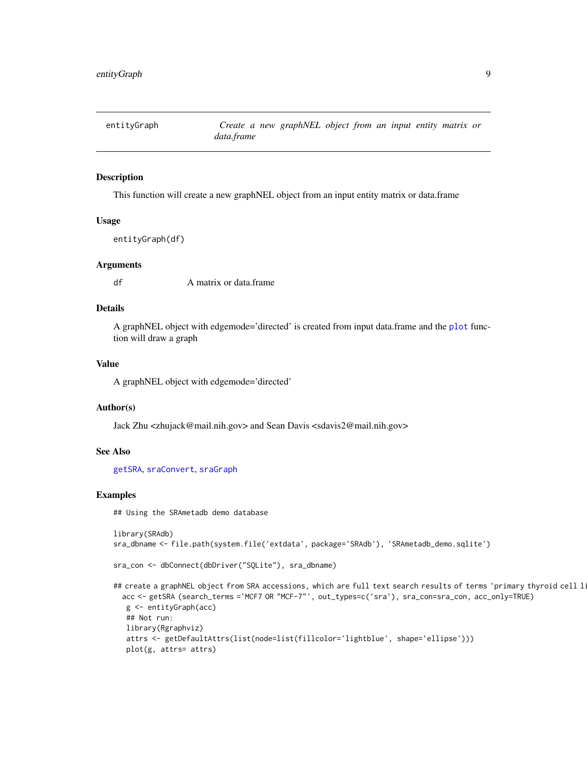`entityGraph` *Create a new graphNEL object from an input entity matrix or data.frame*

## Description

This function will create a new graphNEL object from an input entity matrix or data.frame

## Usage

```
entityGraph(df)
```

## Arguments

| | |
|---|---|
| df | A matrix or data.frame |

## Details

A graphNEL object with edgemode='directed' is created from input data.frame and the `plot` function will draw a graph

## Value

A graphNEL object with edgemode='directed'

## Author(s)

Jack Zhu <zhujack@mail.nih.gov> and Sean Davis <sdavis2@mail.nih.gov>

## See Also

`getSRA`, `sraConvert`, `sraGraph`

## Examples

```
## Using the SRAmetadb demo database

library(SRAdb)
sra_dbname <- file.path(system.file('extdata', package='SRAdb'), 'SRAmetadb_demo.sqlite')

sra_con <- dbConnect(dbDriver("SQLite"), sra_dbname)

## create a graphNEL object from SRA accessions, which are full text search results of terms 'primary thyroid cell li
  acc <- getSRA (search_terms ='MCF7 OR "MCF-7"', out_types=c('sra'), sra_con=sra_con, acc_only=TRUE)
   g <- entityGraph(acc)
   ## Not run:
   library(Rgraphviz)
   attrs <- getDefaultAttrs(list(node=list(fillcolor='lightblue', shape='ellipse')))
   plot(g, attrs= attrs)
```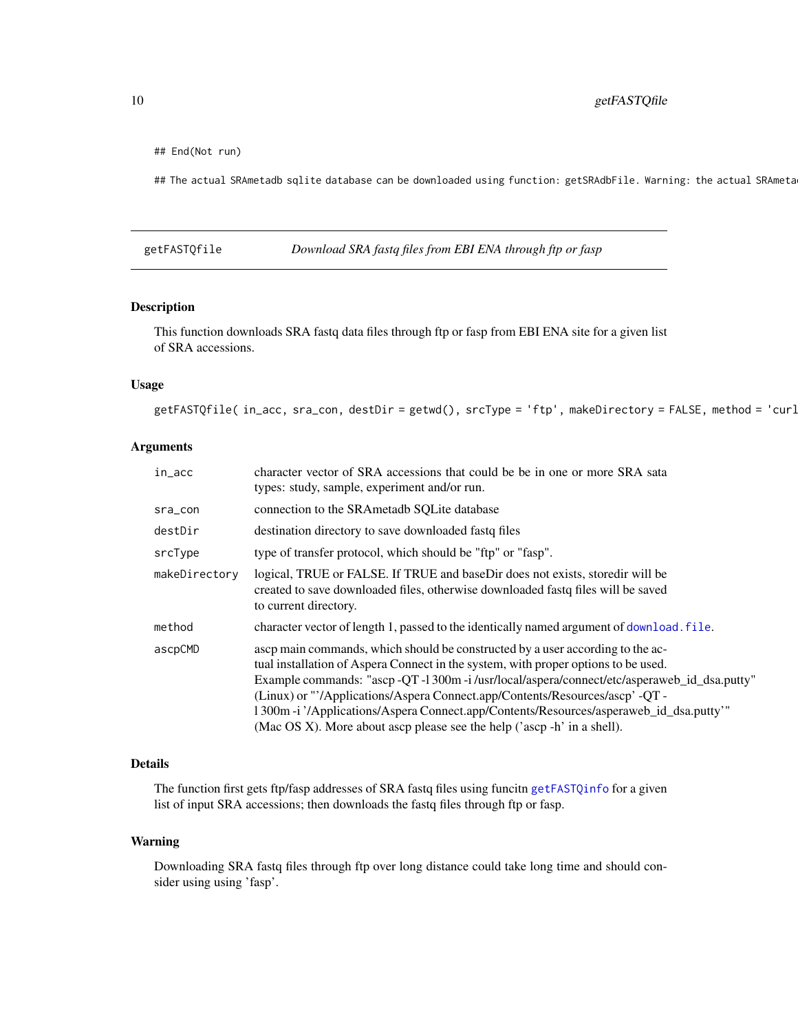```
## End(Not run)

## The actual SRAmetadb sqlite database can be downloaded using function: getSRAdbFile. Warning: the actual SRAmeta
```

## getFASTQfile    *Download SRA fastq files from EBI ENA through ftp or fasp*

### Description

This function downloads SRA fastq data files through ftp or fasp from EBI ENA site for a given list of SRA accessions.

### Usage

```
getFASTQfile( in_acc, sra_con, destDir = getwd(), srcType = 'ftp', makeDirectory = FALSE, method = 'curl
```

### Arguments

| | |
|---|---|
| `in_acc` | character vector of SRA accessions that could be be in one or more SRA sata types: study, sample, experiment and/or run. |
| `sra_con` | connection to the SRAmetadb SQLite database |
| `destDir` | destination directory to save downloaded fastq files |
| `srcType` | type of transfer protocol, which should be "ftp" or "fasp". |
| `makeDirectory` | logical, TRUE or FALSE. If TRUE and baseDir does not exists, storedir will be created to save downloaded files, otherwise downloaded fastq files will be saved to current directory. |
| `method` | character vector of length 1, passed to the identically named argument of `download.file`. |
| `ascpCMD` | ascp main commands, which should be constructed by a user according to the actual installation of Aspera Connect in the system, with proper options to be used. Example commands: "ascp -QT -l 300m -i /usr/local/aspera/connect/etc/asperaweb_id_dsa.putty" (Linux) or "'/Applications/Aspera Connect.app/Contents/Resources/ascp' -QT -l 300m -i '/Applications/Aspera Connect.app/Contents/Resources/asperaweb_id_dsa.putty'" (Mac OS X). More about ascp please see the help ('ascp -h' in a shell). |

### Details

The function first gets ftp/fasp addresses of SRA fastq files using funcitn `getFASTQinfo` for a given list of input SRA accessions; then downloads the fastq files through ftp or fasp.

### Warning

Downloading SRA fastq files through ftp over long distance could take long time and should consider using using 'fasp'.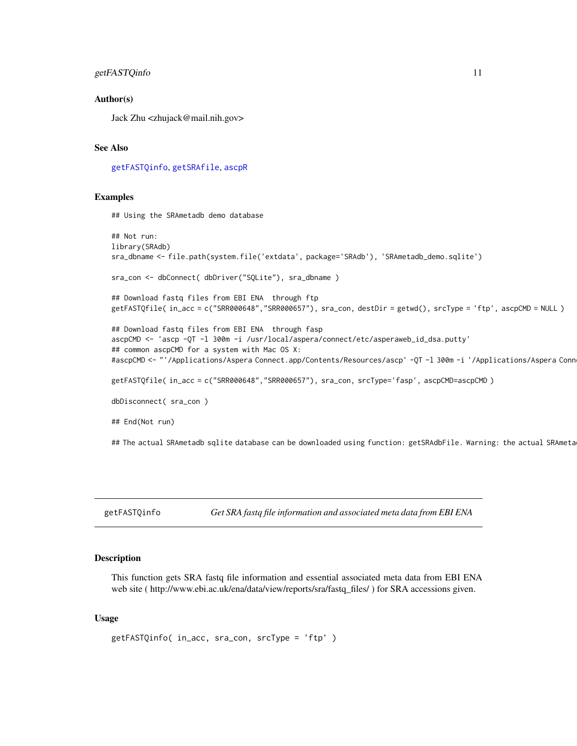### Author(s)

Jack Zhu <zhujack@mail.nih.gov>

### See Also

getFASTQinfo, getSRAfile, ascpR

### Examples

```
## Using the SRAmetadb demo database

## Not run:
library(SRAdb)
sra_dbname <- file.path(system.file('extdata', package='SRAdb'), 'SRAmetadb_demo.sqlite')

sra_con <- dbConnect( dbDriver("SQLite"), sra_dbname )

## Download fastq files from EBI ENA  through ftp
getFASTQfile( in_acc = c("SRR000648","SRR000657"), sra_con, destDir = getwd(), srcType = 'ftp', ascpCMD = NULL )

## Download fastq files from EBI ENA  through fasp
ascpCMD <- 'ascp -QT -l 300m -i /usr/local/aspera/connect/etc/asperaweb_id_dsa.putty'
## common ascpCMD for a system with Mac OS X:
#ascpCMD <- "'/Applications/Aspera Connect.app/Contents/Resources/ascp' -QT -l 300m -i '/Applications/Aspera Conn

getFASTQfile( in_acc = c("SRR000648","SRR000657"), sra_con, srcType='fasp', ascpCMD=ascpCMD )

dbDisconnect( sra_con )

## End(Not run)

## The actual SRAmetadb sqlite database can be downloaded using function: getSRAdbFile. Warning: the actual SRAmeta
```

---

## getFASTQinfo *Get SRA fastq file information and associated meta data from EBI ENA*

### Description

This function gets SRA fastq file information and essential associated meta data from EBI ENA web site ( http://www.ebi.ac.uk/ena/data/view/reports/sra/fastq_files/ ) for SRA accessions given.

### Usage

```
getFASTQinfo( in_acc, sra_con, srcType = 'ftp' )
```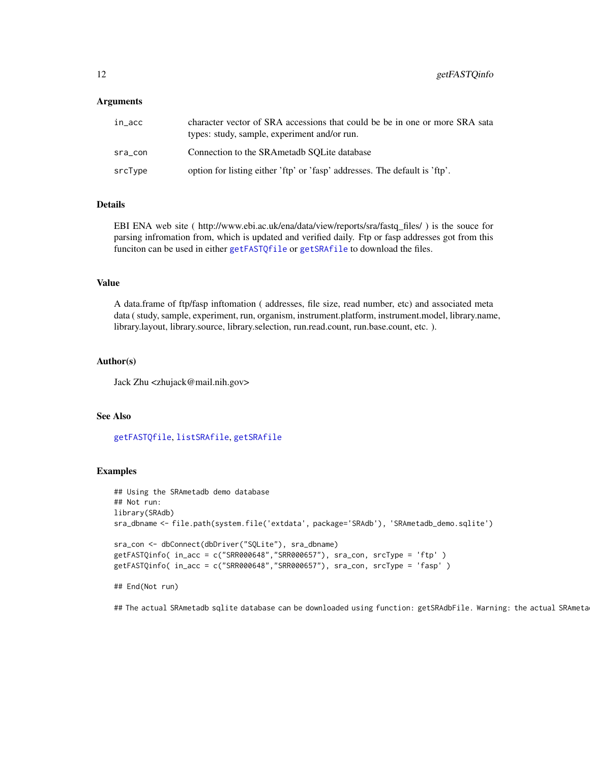### Arguments

| | |
|---|---|
| in_acc | character vector of SRA accessions that could be be in one or more SRA sata types: study, sample, experiment and/or run. |
| sra_con | Connection to the SRAmetadb SQLite database |
| srcType | option for listing either 'ftp' or 'fasp' addresses. The default is 'ftp'. |

### Details

EBI ENA web site ( http://www.ebi.ac.uk/ena/data/view/reports/sra/fastq_files/ ) is the souce for parsing infromation from, which is updated and verified daily. Ftp or fasp addresses got from this funciton can be used in either getFASTQfile or getSRAfile to download the files.

### Value

A data.frame of ftp/fasp inftomation ( addresses, file size, read number, etc) and associated meta data ( study, sample, experiment, run, organism, instrument.platform, instrument.model, library.name, library.layout, library.source, library.selection, run.read.count, run.base.count, etc. ).

### Author(s)

Jack Zhu <zhujack@mail.nih.gov>

### See Also

getFASTQfile, listSRAfile, getSRAfile

### Examples

```
## Using the SRAmetadb demo database
## Not run:
library(SRAdb)
sra_dbname <- file.path(system.file('extdata', package='SRAdb'), 'SRAmetadb_demo.sqlite')

sra_con <- dbConnect(dbDriver("SQLite"), sra_dbname)
getFASTQinfo( in_acc = c("SRR000648","SRR000657"), sra_con, srcType = 'ftp' )
getFASTQinfo( in_acc = c("SRR000648","SRR000657"), sra_con, srcType = 'fasp' )

## End(Not run)

## The actual SRAmetadb sqlite database can be downloaded using function: getSRAdbFile. Warning: the actual SRAmeta
```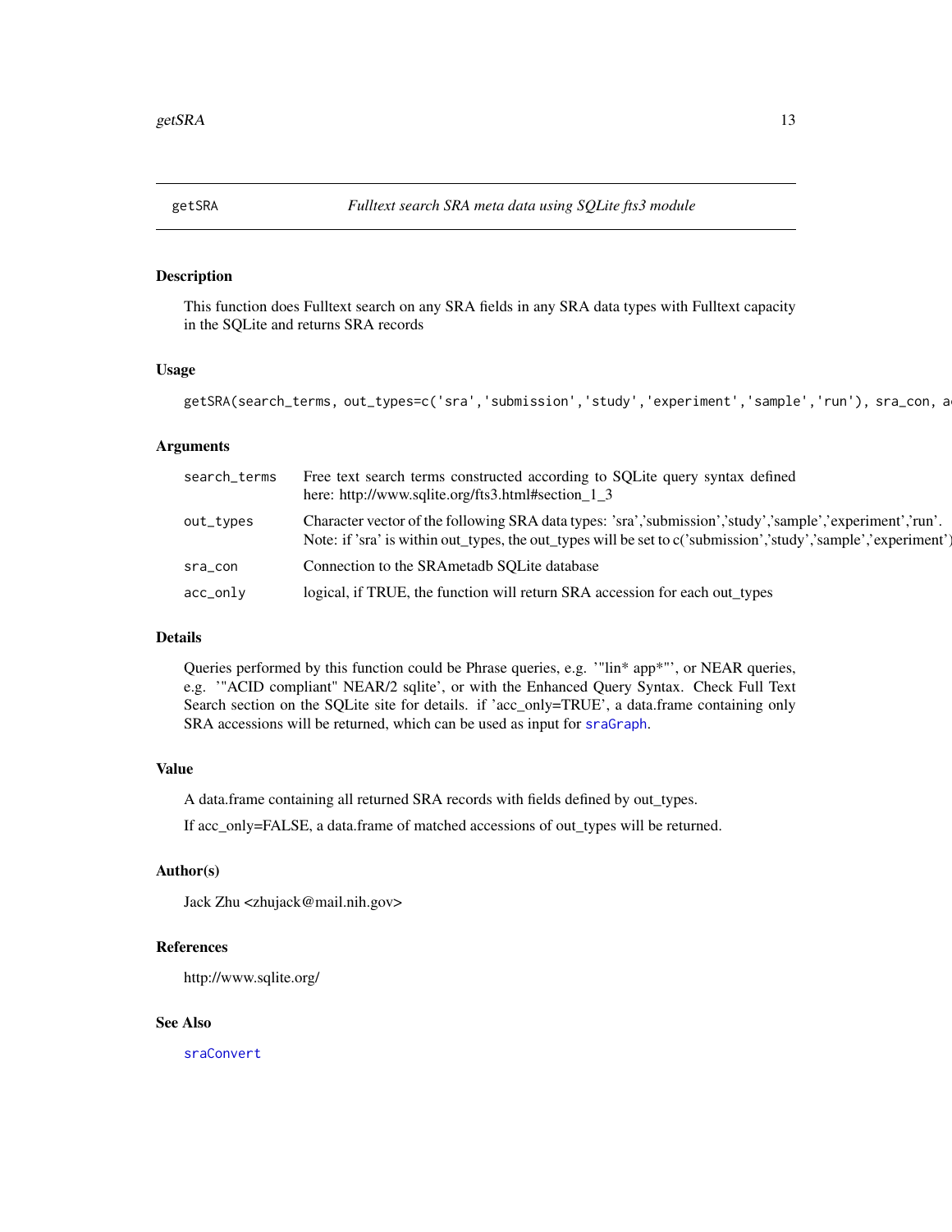## getSRA *Fulltext search SRA meta data using SQLite fts3 module*

### Description

This function does Fulltext search on any SRA fields in any SRA data types with Fulltext capacity in the SQLite and returns SRA records

### Usage

```
getSRA(search_terms, out_types=c('sra','submission','study','experiment','sample','run'), sra_con, a
```

### Arguments

| | |
|---|---|
| `search_terms` | Free text search terms constructed according to SQLite query syntax defined here: http://www.sqlite.org/fts3.html#section_1_3 |
| `out_types` | Character vector of the following SRA data types: 'sra','submission','study','sample','experiment','run'. Note: if 'sra' is within out_types, the out_types will be set to c('submission','study','sample','experiment') |
| `sra_con` | Connection to the SRAmetadb SQLite database |
| `acc_only` | logical, if TRUE, the function will return SRA accession for each out_types |

### Details

Queries performed by this function could be Phrase queries, e.g. '"lin* app*"', or NEAR queries, e.g. '"ACID compliant" NEAR/2 sqlite', or with the Enhanced Query Syntax. Check Full Text Search section on the SQLite site for details. if 'acc_only=TRUE', a data.frame containing only SRA accessions will be returned, which can be used as input for `sraGraph`.

### Value

A data.frame containing all returned SRA records with fields defined by out_types.

If acc_only=FALSE, a data.frame of matched accessions of out_types will be returned.

### Author(s)

Jack Zhu <zhujack@mail.nih.gov>

### References

http://www.sqlite.org/

### See Also

`sraConvert`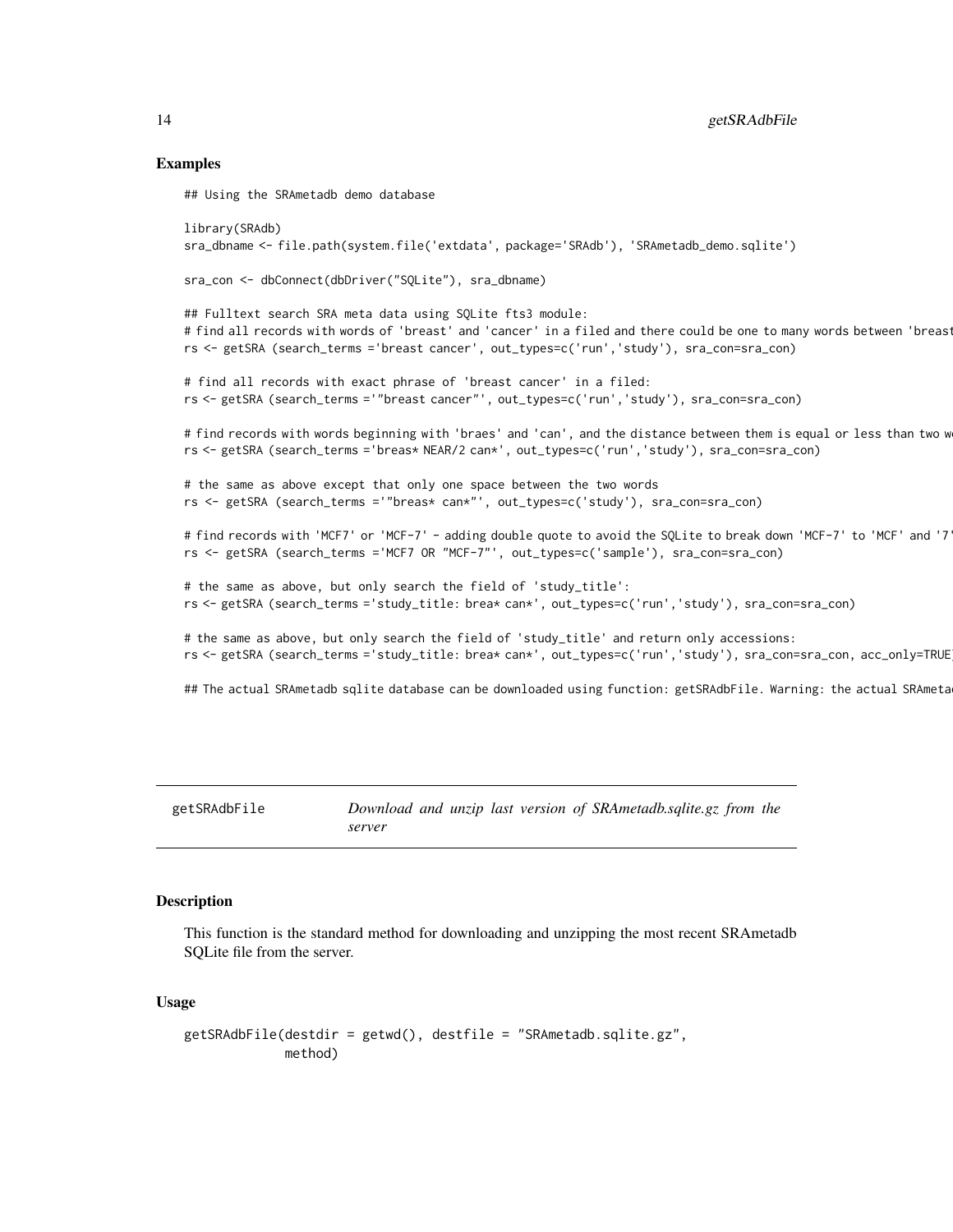## Examples

```
## Using the SRAmetadb demo database

library(SRAdb)
sra_dbname <- file.path(system.file('extdata', package='SRAdb'), 'SRAmetadb_demo.sqlite')

sra_con <- dbConnect(dbDriver("SQLite"), sra_dbname)

## Fulltext search SRA meta data using SQLite fts3 module:
# find all records with words of 'breast' and 'cancer' in a filed and there could be one to many words between 'breast
rs <- getSRA (search_terms ='breast cancer', out_types=c('run','study'), sra_con=sra_con)

# find all records with exact phrase of 'breast cancer' in a filed:
rs <- getSRA (search_terms ='"breast cancer"', out_types=c('run','study'), sra_con=sra_con)

# find records with words beginning with 'braes' and 'can', and the distance between them is equal or less than two w
rs <- getSRA (search_terms ='breas* NEAR/2 can*', out_types=c('run','study'), sra_con=sra_con)

# the same as above except that only one space between the two words
rs <- getSRA (search_terms ='"breas* can*"', out_types=c('study'), sra_con=sra_con)

# find records with 'MCF7' or 'MCF-7' - adding double quote to avoid the SQLite to break down 'MCF-7' to 'MCF' and '7'
rs <- getSRA (search_terms ='MCF7 OR "MCF-7"', out_types=c('sample'), sra_con=sra_con)

# the same as above, but only search the field of 'study_title':
rs <- getSRA (search_terms ='study_title: brea* can*', out_types=c('run','study'), sra_con=sra_con)

# the same as above, but only search the field of 'study_title' and return only accessions:
rs <- getSRA (search_terms ='study_title: brea* can*', out_types=c('run','study'), sra_con=sra_con, acc_only=TRUE

## The actual SRAmetadb sqlite database can be downloaded using function: getSRAdbFile. Warning: the actual SRAmeta
```

---

## getSRAdbFile — *Download and unzip last version of SRAmetadb.sqlite.gz from the server*

### Description

This function is the standard method for downloading and unzipping the most recent SRAmetadb SQLite file from the server.

### Usage

```
getSRAdbFile(destdir = getwd(), destfile = "SRAmetadb.sqlite.gz",
             method)
```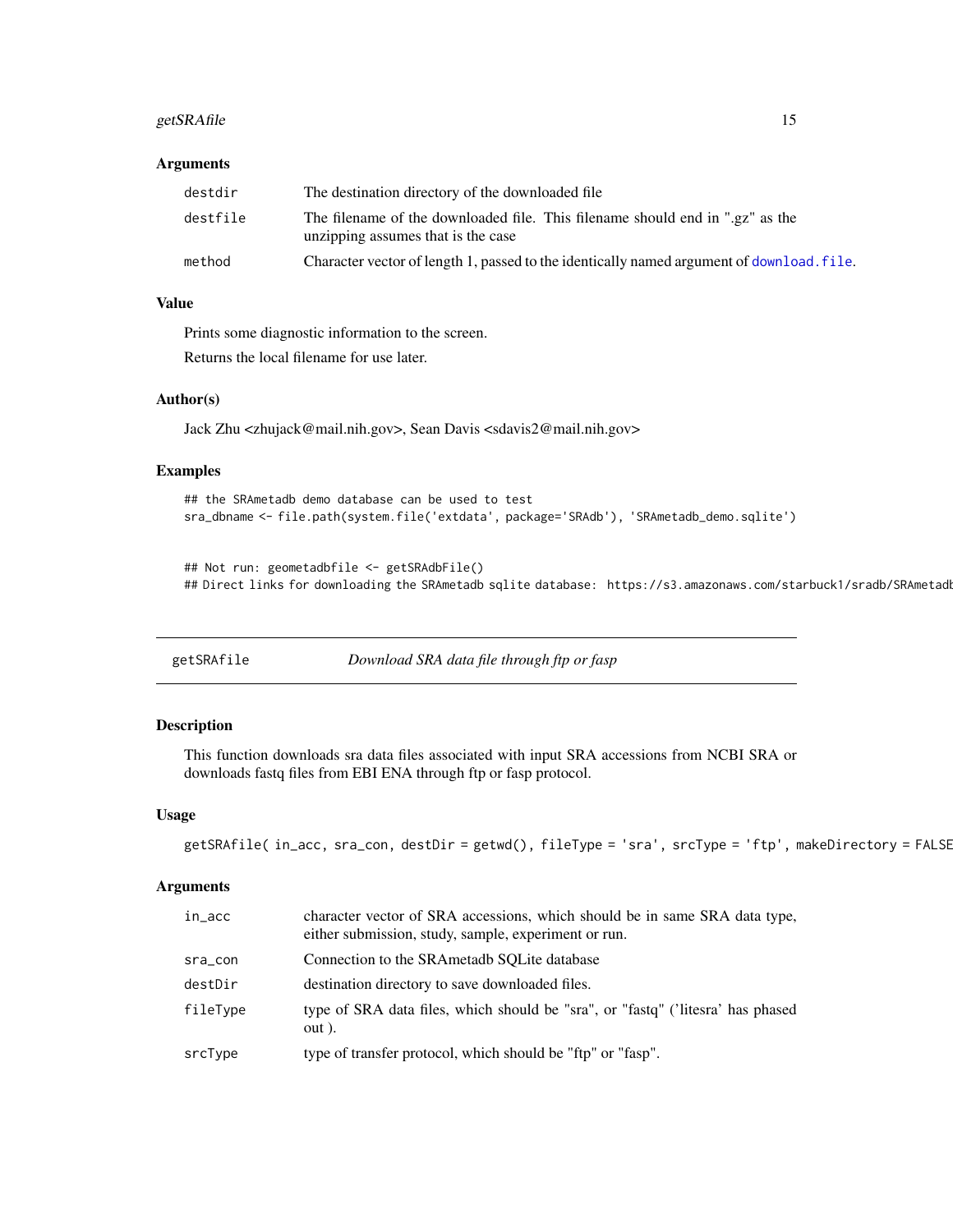### Arguments

| | |
|---|---|
| destdir | The destination directory of the downloaded file |
| destfile | The filename of the downloaded file. This filename should end in ".gz" as the unzipping assumes that is the case |
| method | Character vector of length 1, passed to the identically named argument of download.file. |

### Value

Prints some diagnostic information to the screen.

Returns the local filename for use later.

### Author(s)

Jack Zhu <zhujack@mail.nih.gov>, Sean Davis <sdavis2@mail.nih.gov>

### Examples

```
## the SRAmetadb demo database can be used to test
sra_dbname <- file.path(system.file('extdata', package='SRAdb'), 'SRAmetadb_demo.sqlite')


## Not run: geometadbfile <- getSRAdbFile()
## Direct links for downloading the SRAmetadb sqlite database:  https://s3.amazonaws.com/starbuck1/sradb/SRAmetadb
```

---

## getSRAfile    *Download SRA data file through ftp or fasp*

### Description

This function downloads sra data files associated with input SRA accessions from NCBI SRA or downloads fastq files from EBI ENA through ftp or fasp protocol.

### Usage

```
getSRAfile( in_acc, sra_con, destDir = getwd(), fileType = 'sra', srcType = 'ftp', makeDirectory = FALSE
```

### Arguments

| | |
|---|---|
| in_acc | character vector of SRA accessions, which should be in same SRA data type, either submission, study, sample, experiment or run. |
| sra_con | Connection to the SRAmetadb SQLite database |
| destDir | destination directory to save downloaded files. |
| fileType | type of SRA data files, which should be "sra", or "fastq" ('litesra' has phased out ). |
| srcType | type of transfer protocol, which should be "ftp" or "fasp". |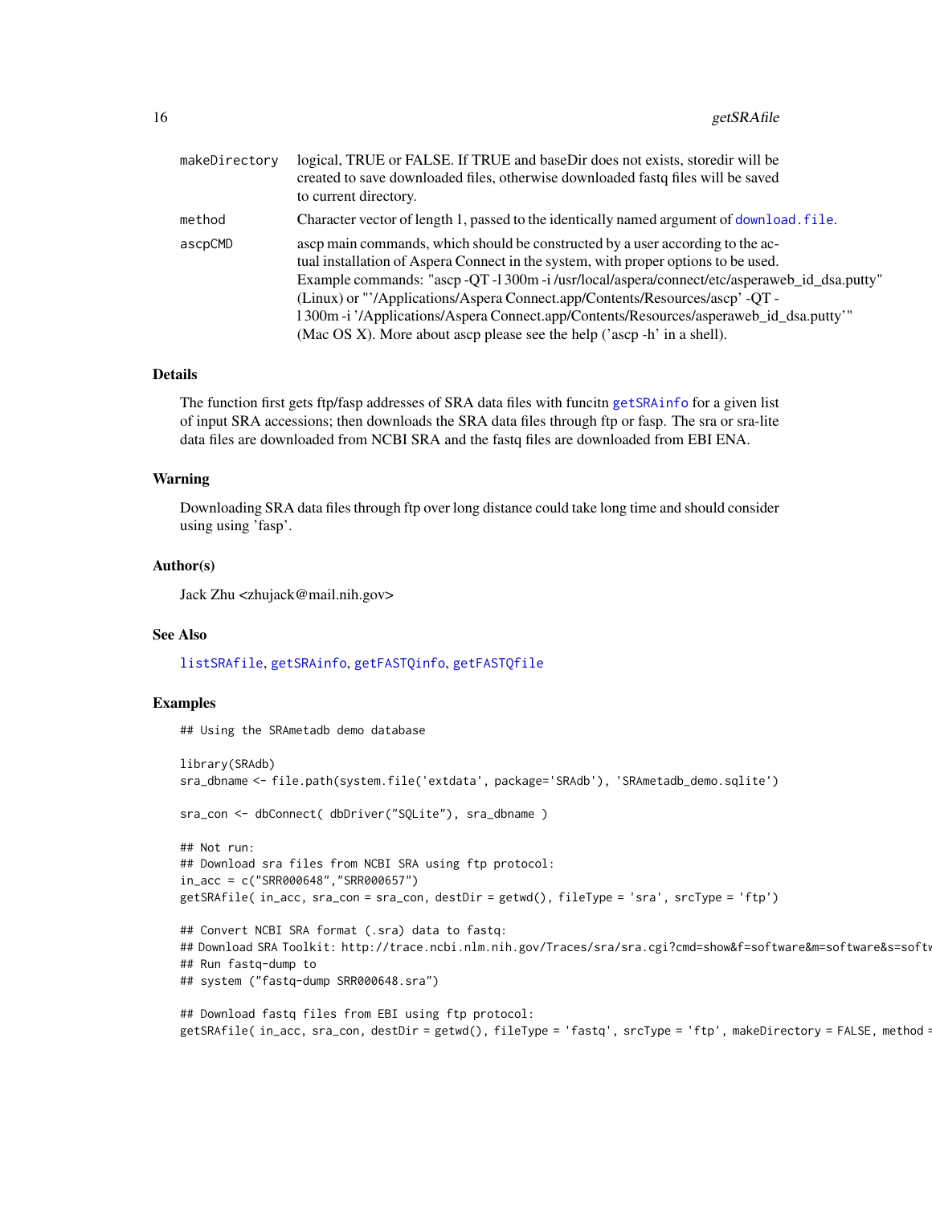| | |
|---|---|
| `makeDirectory` | logical, TRUE or FALSE. If TRUE and baseDir does not exists, storedir will be created to save downloaded files, otherwise downloaded fastq files will be saved to current directory. |
| `method` | Character vector of length 1, passed to the identically named argument of `download.file`. |
| `ascpCMD` | ascp main commands, which should be constructed by a user according to the actual installation of Aspera Connect in the system, with proper options to be used. Example commands: "ascp -QT -l 300m -i /usr/local/aspera/connect/etc/asperaweb_id_dsa.putty" (Linux) or "'/Applications/Aspera Connect.app/Contents/Resources/ascp' -QT -l 300m -i '/Applications/Aspera Connect.app/Contents/Resources/asperaweb_id_dsa.putty'" (Mac OS X). More about ascp please see the help ('ascp -h' in a shell). |

## Details

The function first gets ftp/fasp addresses of SRA data files with funcitn `getSRAinfo` for a given list of input SRA accessions; then downloads the SRA data files through ftp or fasp. The sra or sra-lite data files are downloaded from NCBI SRA and the fastq files are downloaded from EBI ENA.

## Warning

Downloading SRA data files through ftp over long distance could take long time and should consider using using 'fasp'.

## Author(s)

Jack Zhu <zhujack@mail.nih.gov>

## See Also

`listSRAfile`, `getSRAinfo`, `getFASTQinfo`, `getFASTQfile`

## Examples

```
## Using the SRAmetadb demo database

library(SRAdb)
sra_dbname <- file.path(system.file('extdata', package='SRAdb'), 'SRAmetadb_demo.sqlite')

sra_con <- dbConnect( dbDriver("SQLite"), sra_dbname )

## Not run:
## Download sra files from NCBI SRA using ftp protocol:
in_acc = c("SRR000648","SRR000657")
getSRAfile( in_acc, sra_con = sra_con, destDir = getwd(), fileType = 'sra', srcType = 'ftp')

## Convert NCBI SRA format (.sra) data to fastq:
## Download SRA Toolkit: http://trace.ncbi.nlm.nih.gov/Traces/sra/sra.cgi?cmd=show&f=software&m=software&s=softw
## Run fastq-dump to
## system ("fastq-dump SRR000648.sra")

## Download fastq files from EBI using ftp protocol:
getSRAfile( in_acc, sra_con, destDir = getwd(), fileType = 'fastq', srcType = 'ftp', makeDirectory = FALSE, method =
```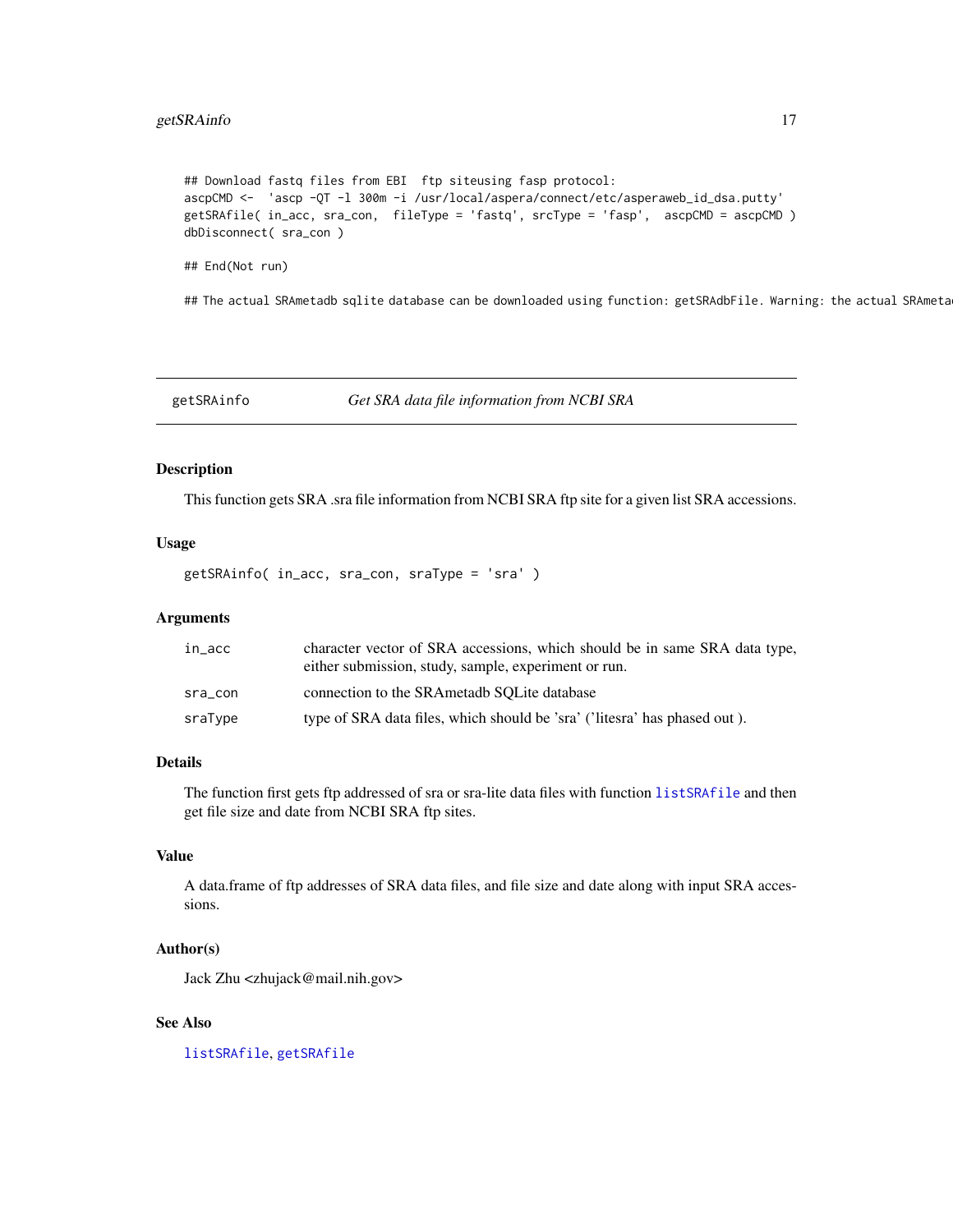```
## Download fastq files from EBI  ftp siteusing fasp protocol:
ascpCMD <-  'ascp -QT -l 300m -i /usr/local/aspera/connect/etc/asperaweb_id_dsa.putty'
getSRAfile( in_acc, sra_con,  fileType = 'fastq', srcType = 'fasp',  ascpCMD = ascpCMD )
dbDisconnect( sra_con )

## End(Not run)

## The actual SRAmetadb sqlite database can be downloaded using function: getSRAdbFile. Warning: the actual SRAmeta
```

---

getSRAinfo — *Get SRA data file information from NCBI SRA*

---

### Description

This function gets SRA .sra file information from NCBI SRA ftp site for a given list SRA accessions.

### Usage

```
getSRAinfo( in_acc, sra_con, sraType = 'sra' )
```

### Arguments

| | |
|---|---|
| in_acc | character vector of SRA accessions, which should be in same SRA data type, either submission, study, sample, experiment or run. |
| sra_con | connection to the SRAmetadb SQLite database |
| sraType | type of SRA data files, which should be 'sra' ('litesra' has phased out ). |

### Details

The function first gets ftp addressed of sra or sra-lite data files with function listSRAfile and then get file size and date from NCBI SRA ftp sites.

### Value

A data.frame of ftp addresses of SRA data files, and file size and date along with input SRA accessions.

### Author(s)

Jack Zhu <zhujack@mail.nih.gov>

### See Also

listSRAfile, getSRAfile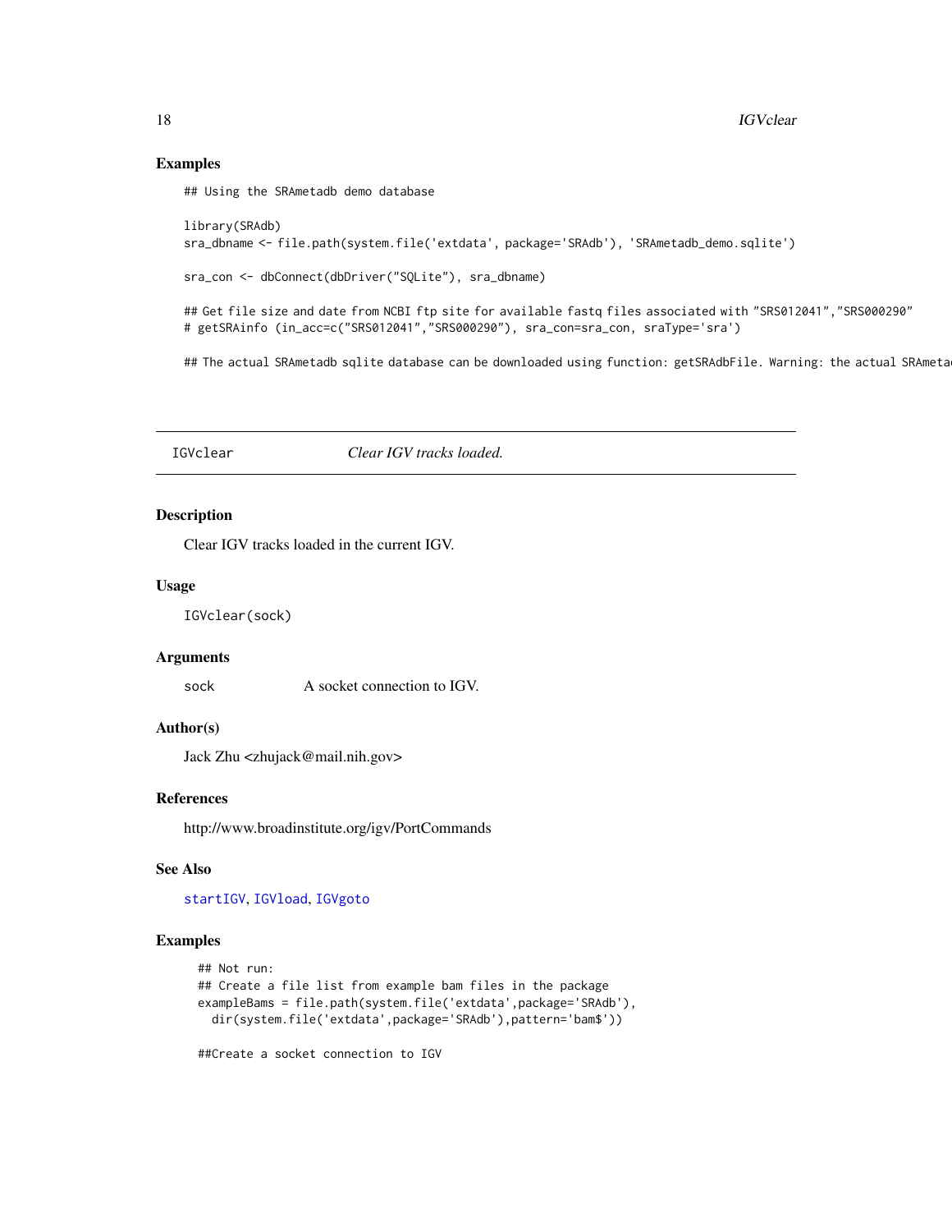## Examples

```
## Using the SRAmetadb demo database

library(SRAdb)
sra_dbname <- file.path(system.file('extdata', package='SRAdb'), 'SRAmetadb_demo.sqlite')

sra_con <- dbConnect(dbDriver("SQLite"), sra_dbname)

## Get file size and date from NCBI ftp site for available fastq files associated with "SRS012041","SRS000290"
# getSRAinfo (in_acc=c("SRS012041","SRS000290"), sra_con=sra_con, sraType='sra')

## The actual SRAmetadb sqlite database can be downloaded using function: getSRAdbFile. Warning: the actual SRAmeta
```

---

IGVclear — *Clear IGV tracks loaded.*

---

## Description

Clear IGV tracks loaded in the current IGV.

## Usage

```
IGVclear(sock)
```

## Arguments

sock — A socket connection to IGV.

## Author(s)

Jack Zhu <zhujack@mail.nih.gov>

## References

http://www.broadinstitute.org/igv/PortCommands

## See Also

startIGV, IGVload, IGVgoto

## Examples

```
## Not run:
## Create a file list from example bam files in the package
exampleBams = file.path(system.file('extdata',package='SRAdb'),
  dir(system.file('extdata',package='SRAdb'),pattern='bam$'))

##Create a socket connection to IGV
```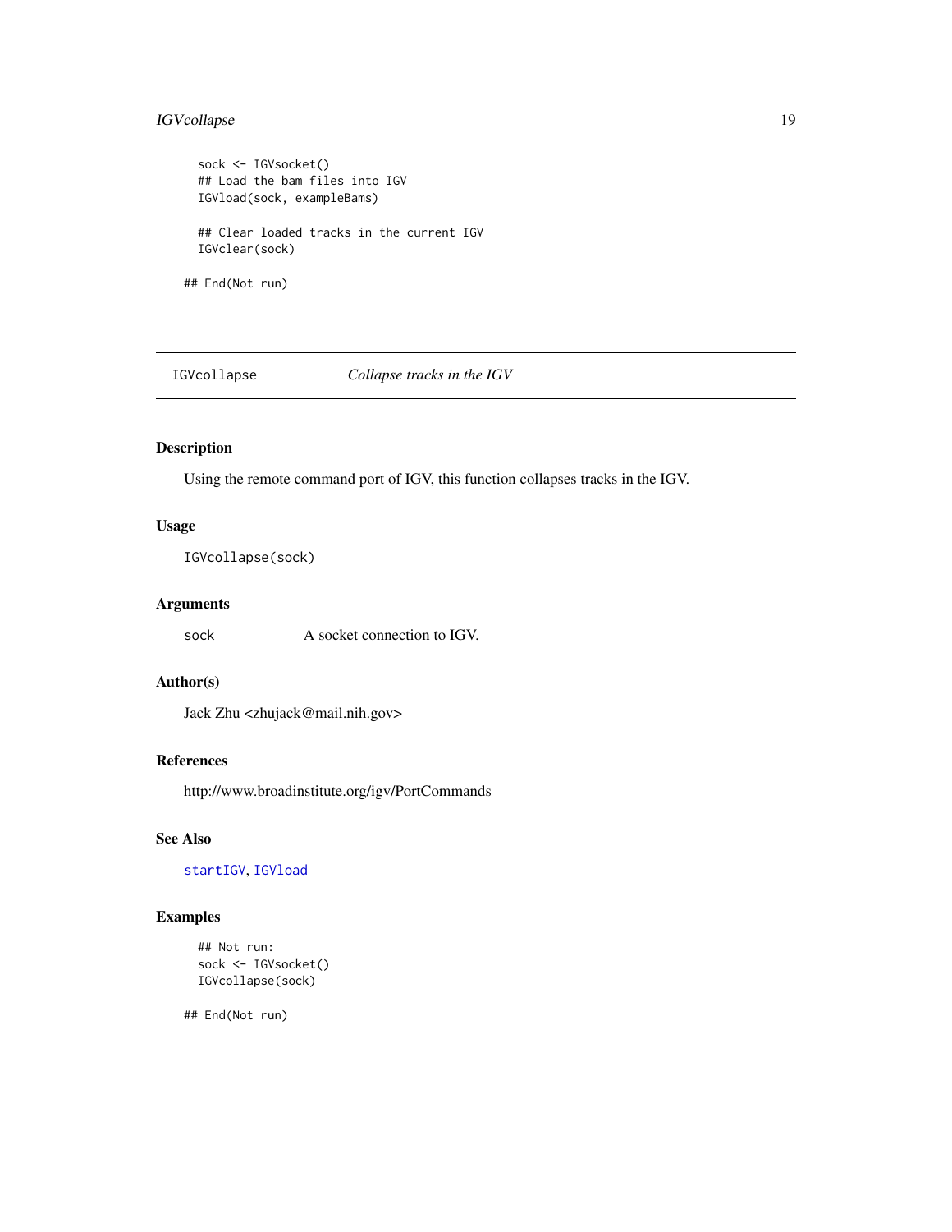```
  sock <- IGVsocket()
  ## Load the bam files into IGV
  IGVload(sock, exampleBams)

  ## Clear loaded tracks in the current IGV
  IGVclear(sock)

## End(Not run)
```

---

`IGVcollapse` *Collapse tracks in the IGV*

---

### Description

Using the remote command port of IGV, this function collapses tracks in the IGV.

### Usage

```
IGVcollapse(sock)
```

### Arguments

| | |
|---|---|
| `sock` | A socket connection to IGV. |

### Author(s)

Jack Zhu <zhujack@mail.nih.gov>

### References

http://www.broadinstitute.org/igv/PortCommands

### See Also

`startIGV`, `IGVload`

### Examples

```
  ## Not run:
  sock <- IGVsocket()
  IGVcollapse(sock)

## End(Not run)
```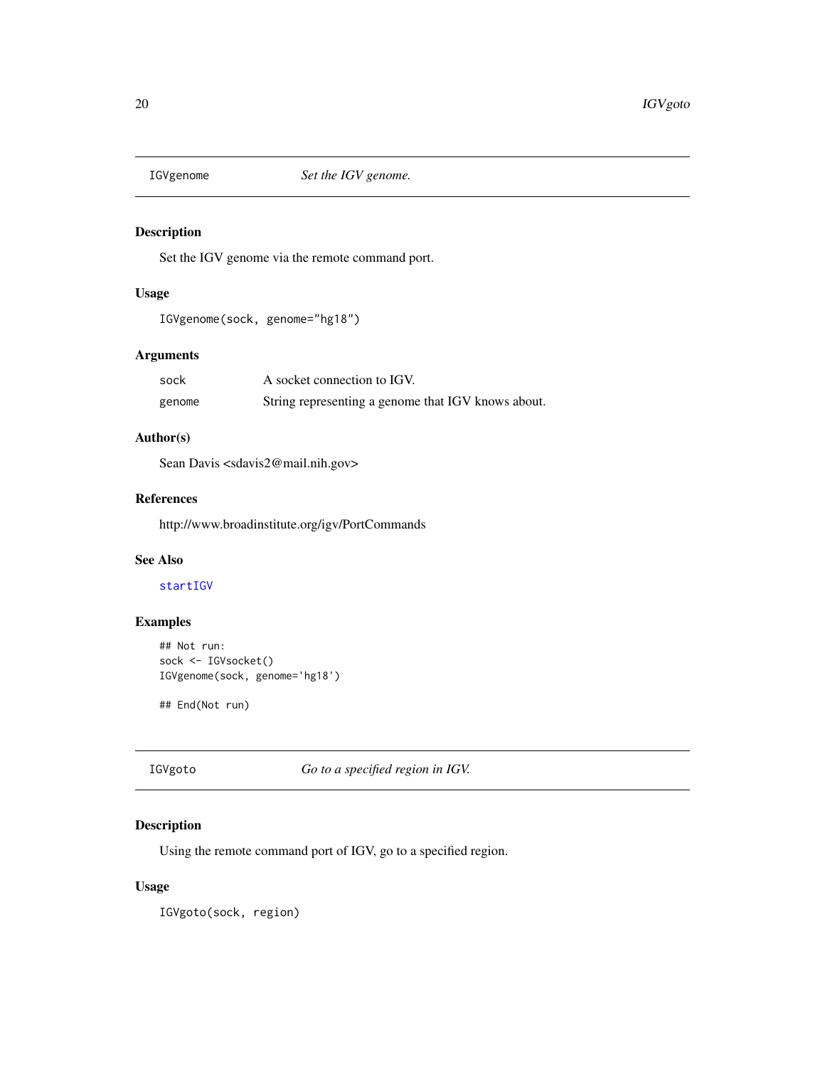## IGVgenome *Set the IGV genome.*

### Description

Set the IGV genome via the remote command port.

### Usage

```
IGVgenome(sock, genome="hg18")
```

### Arguments

| | |
|---|---|
| sock | A socket connection to IGV. |
| genome | String representing a genome that IGV knows about. |

### Author(s)

Sean Davis <sdavis2@mail.nih.gov>

### References

http://www.broadinstitute.org/igv/PortCommands

### See Also

startIGV

### Examples

```
## Not run:
sock <- IGVsocket()
IGVgenome(sock, genome='hg18')

## End(Not run)
```

## IGVgoto *Go to a specified region in IGV.*

### Description

Using the remote command port of IGV, go to a specified region.

### Usage

```
IGVgoto(sock, region)
```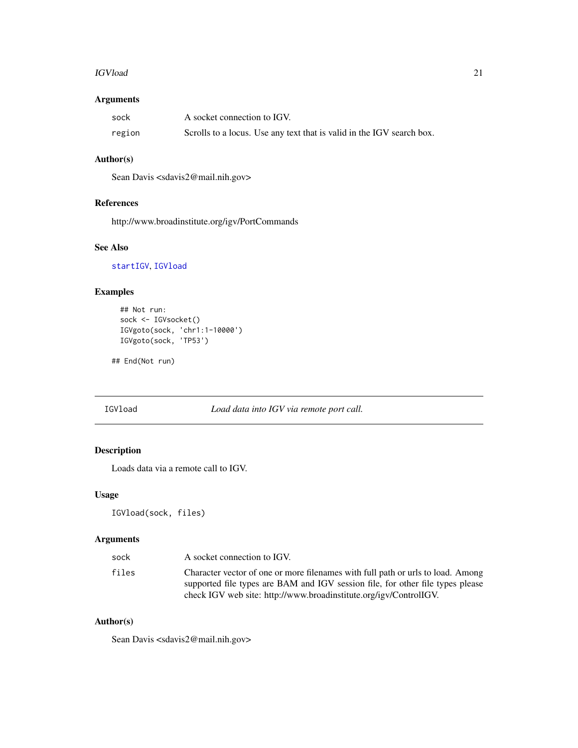### Arguments

| | |
|---|---|
| sock | A socket connection to IGV. |
| region | Scrolls to a locus. Use any text that is valid in the IGV search box. |

### Author(s)

Sean Davis <sdavis2@mail.nih.gov>

### References

http://www.broadinstitute.org/igv/PortCommands

### See Also

startIGV, IGVload

### Examples

```
  ## Not run:
  sock <- IGVsocket()
  IGVgoto(sock, 'chr1:1-10000')
  IGVgoto(sock, 'TP53')

## End(Not run)
```

---

## IGVload — *Load data into IGV via remote port call.*

---

### Description

Loads data via a remote call to IGV.

### Usage

```
IGVload(sock, files)
```

### Arguments

| | |
|---|---|
| sock | A socket connection to IGV. |
| files | Character vector of one or more filenames with full path or urls to load. Among supported file types are BAM and IGV session file, for other file types please check IGV web site: http://www.broadinstitute.org/igv/ControlIGV. |

### Author(s)

Sean Davis <sdavis2@mail.nih.gov>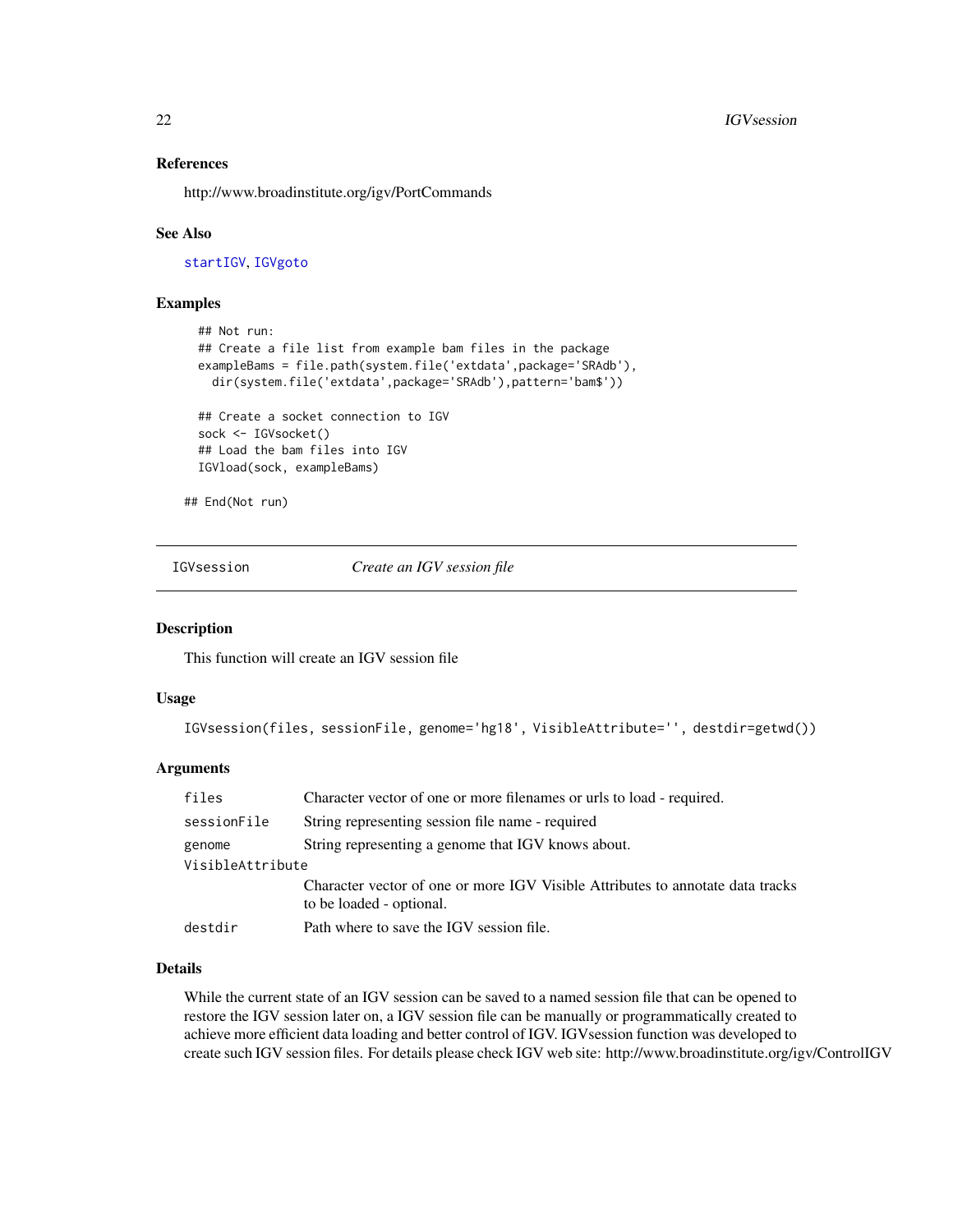### References

http://www.broadinstitute.org/igv/PortCommands

### See Also

`startIGV`, `IGVgoto`

### Examples

```
  ## Not run:
  ## Create a file list from example bam files in the package
  exampleBams = file.path(system.file('extdata',package='SRAdb'),
    dir(system.file('extdata',package='SRAdb'),pattern='bam$'))

  ## Create a socket connection to IGV
  sock <- IGVsocket()
  ## Load the bam files into IGV
  IGVload(sock, exampleBams)

## End(Not run)
```

---

## IGVsession — *Create an IGV session file*

### Description

This function will create an IGV session file

### Usage

```
IGVsession(files, sessionFile, genome='hg18', VisibleAttribute='', destdir=getwd())
```

### Arguments

| | |
|---|---|
| `files` | Character vector of one or more filenames or urls to load - required. |
| `sessionFile` | String representing session file name - required |
| `genome` | String representing a genome that IGV knows about. |
| `VisibleAttribute` | Character vector of one or more IGV Visible Attributes to annotate data tracks to be loaded - optional. |
| `destdir` | Path where to save the IGV session file. |

### Details

While the current state of an IGV session can be saved to a named session file that can be opened to restore the IGV session later on, a IGV session file can be manually or programmatically created to achieve more efficient data loading and better control of IGV. IGVsession function was developed to create such IGV session files. For details please check IGV web site: http://www.broadinstitute.org/igv/ControlIGV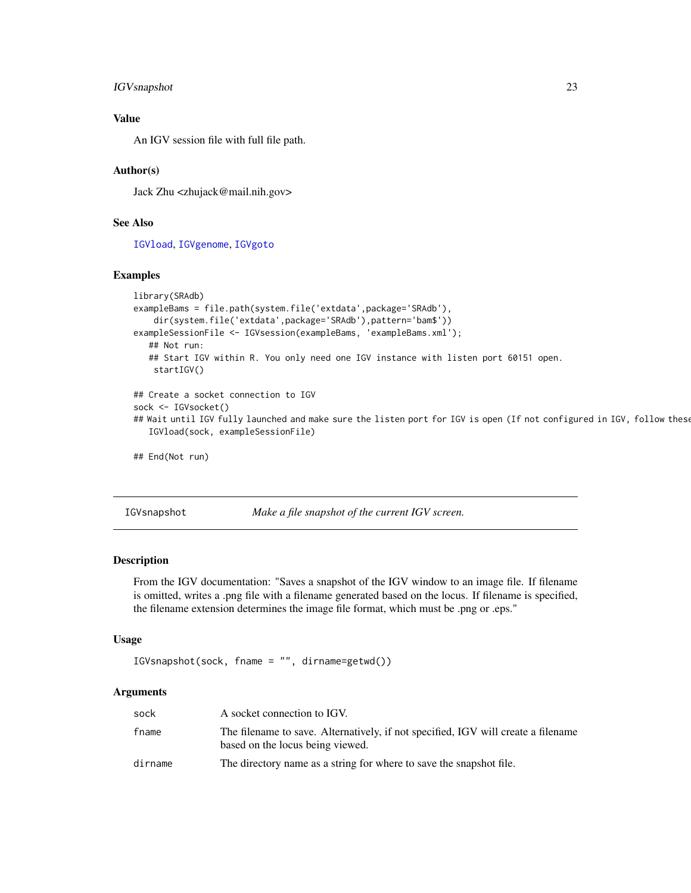### Value

An IGV session file with full file path.

### Author(s)

Jack Zhu <zhujack@mail.nih.gov>

### See Also

IGVload, IGVgenome, IGVgoto

### Examples

```
library(SRAdb)
exampleBams = file.path(system.file('extdata',package='SRAdb'),
    dir(system.file('extdata',package='SRAdb'),pattern='bam$'))
exampleSessionFile <- IGVsession(exampleBams, 'exampleBams.xml');
   ## Not run:
   ## Start IGV within R. You only need one IGV instance with listen port 60151 open.
    startIGV()

## Create a socket connection to IGV
sock <- IGVsocket()
## Wait until IGV fully launched and make sure the listen port for IGV is open (If not configured in IGV, follow these
   IGVload(sock, exampleSessionFile)

## End(Not run)
```

---

## IGVsnapshot — *Make a file snapshot of the current IGV screen.*

### Description

From the IGV documentation: "Saves a snapshot of the IGV window to an image file. If filename is omitted, writes a .png file with a filename generated based on the locus. If filename is specified, the filename extension determines the image file format, which must be .png or .eps."

### Usage

```
IGVsnapshot(sock, fname = "", dirname=getwd())
```

### Arguments

| | |
|---|---|
| sock | A socket connection to IGV. |
| fname | The filename to save. Alternatively, if not specified, IGV will create a filename based on the locus being viewed. |
| dirname | The directory name as a string for where to save the snapshot file. |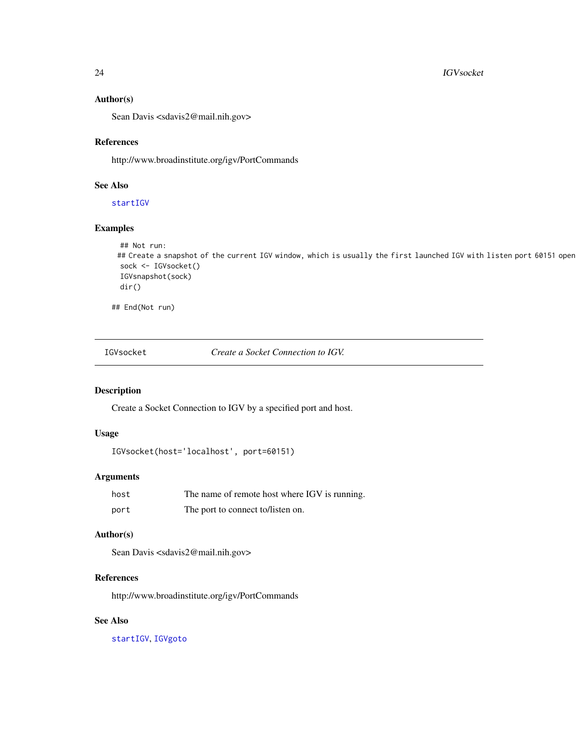### Author(s)

Sean Davis <sdavis2@mail.nih.gov>

### References

http://www.broadinstitute.org/igv/PortCommands

### See Also

startIGV

### Examples

```
  ## Not run:
 ## Create a snapshot of the current IGV window, which is usually the first launched IGV with listen port 60151 open
  sock <- IGVsocket()
  IGVsnapshot(sock)
  dir()

## End(Not run)
```

---

## IGVsocket — *Create a Socket Connection to IGV.*

---

### Description

Create a Socket Connection to IGV by a specified port and host.

### Usage

```
IGVsocket(host='localhost', port=60151)
```

### Arguments

| | |
|---|---|
| host | The name of remote host where IGV is running. |
| port | The port to connect to/listen on. |

### Author(s)

Sean Davis <sdavis2@mail.nih.gov>

### References

http://www.broadinstitute.org/igv/PortCommands

### See Also

startIGV, IGVgoto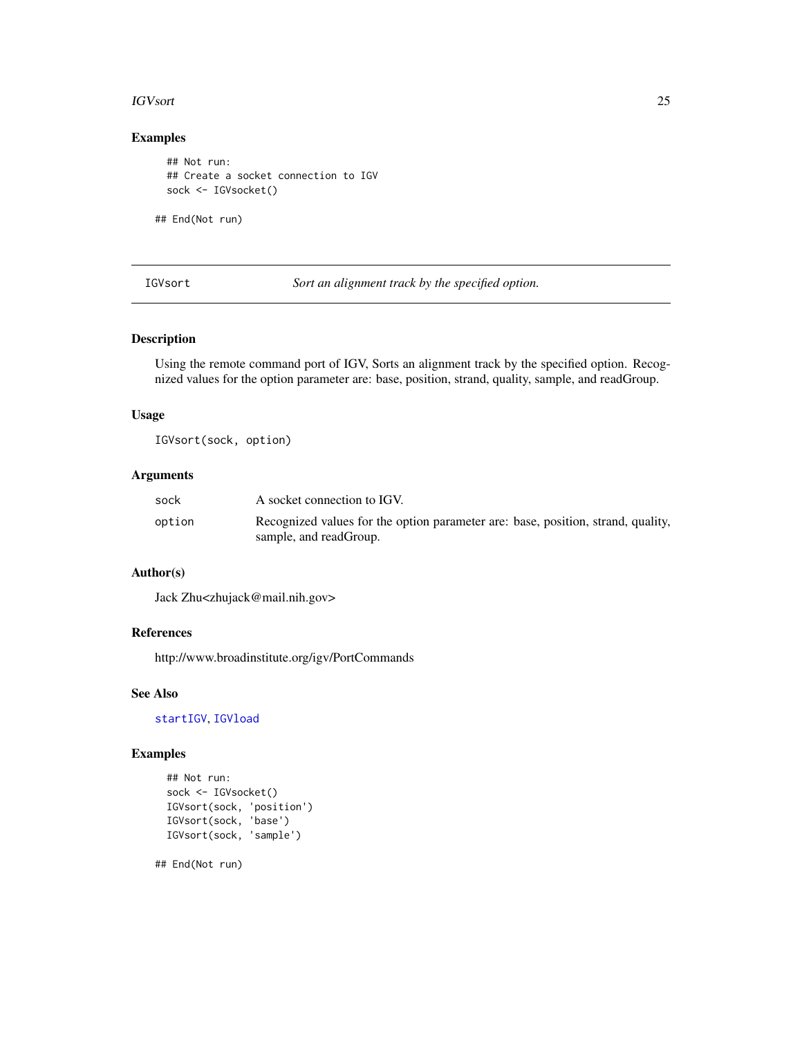## Examples

```
## Not run:
## Create a socket connection to IGV
sock <- IGVsocket()

## End(Not run)
```

---

IGVsort &nbsp;&nbsp;&nbsp;&nbsp; *Sort an alignment track by the specified option.*

---

## Description

Using the remote command port of IGV, Sorts an alignment track by the specified option. Recognized values for the option parameter are: base, position, strand, quality, sample, and readGroup.

## Usage

```
IGVsort(sock, option)
```

## Arguments

| | |
|---|---|
| sock | A socket connection to IGV. |
| option | Recognized values for the option parameter are: base, position, strand, quality, sample, and readGroup. |

## Author(s)

Jack Zhu<zhujack@mail.nih.gov>

## References

http://www.broadinstitute.org/igv/PortCommands

## See Also

startIGV, IGVload

## Examples

```
## Not run:
sock <- IGVsocket()
IGVsort(sock, 'position')
IGVsort(sock, 'base')
IGVsort(sock, 'sample')

## End(Not run)
```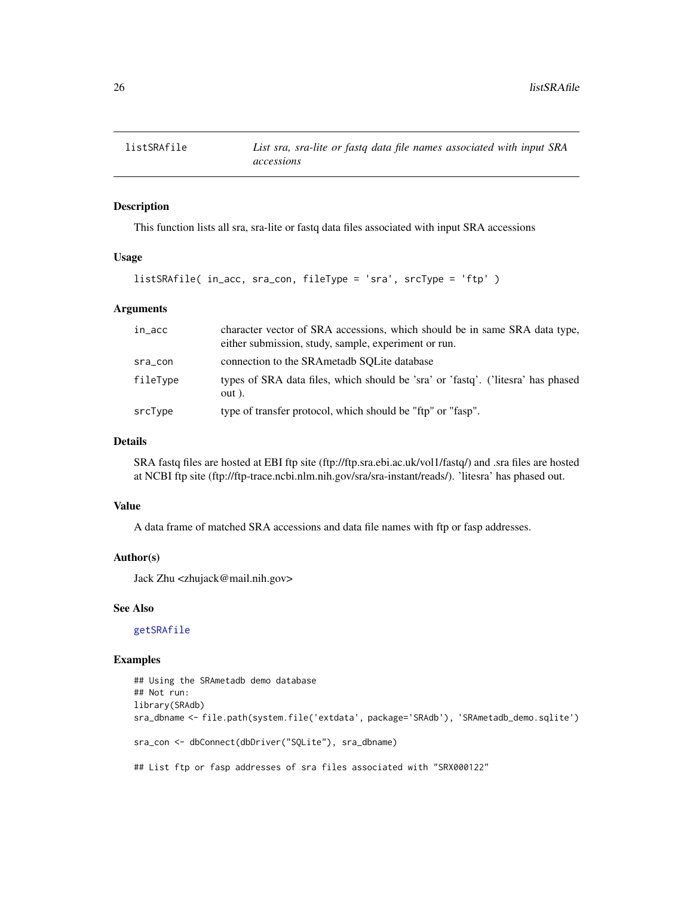## listSRAfile — *List sra, sra-lite or fastq data file names associated with input SRA accessions*

### Description

This function lists all sra, sra-lite or fastq data files associated with input SRA accessions

### Usage

```
listSRAfile( in_acc, sra_con, fileType = 'sra', srcType = 'ftp' )
```

### Arguments

| | |
|---|---|
| `in_acc` | character vector of SRA accessions, which should be in same SRA data type, either submission, study, sample, experiment or run. |
| `sra_con` | connection to the SRAmetadb SQLite database |
| `fileType` | types of SRA data files, which should be 'sra' or 'fastq'. ('litesra' has phased out ). |
| `srcType` | type of transfer protocol, which should be "ftp" or "fasp". |

### Details

SRA fastq files are hosted at EBI ftp site (ftp://ftp.sra.ebi.ac.uk/vol1/fastq/) and .sra files are hosted at NCBI ftp site (ftp://ftp-trace.ncbi.nlm.nih.gov/sra/sra-instant/reads/). 'litesra' has phased out.

### Value

A data frame of matched SRA accessions and data file names with ftp or fasp addresses.

### Author(s)

Jack Zhu <zhujack@mail.nih.gov>

### See Also

getSRAfile

### Examples

```
## Using the SRAmetadb demo database
## Not run:
library(SRAdb)
sra_dbname <- file.path(system.file('extdata', package='SRAdb'), 'SRAmetadb_demo.sqlite')

sra_con <- dbConnect(dbDriver("SQLite"), sra_dbname)

## List ftp or fasp addresses of sra files associated with "SRX000122"
```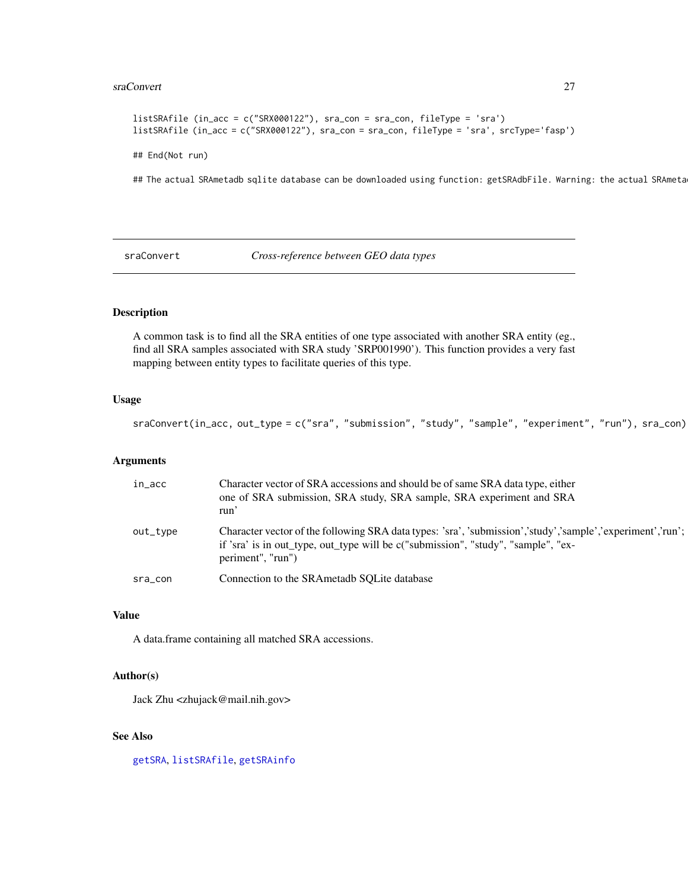```
listSRAfile (in_acc = c("SRX000122"), sra_con = sra_con, fileType = 'sra')
listSRAfile (in_acc = c("SRX000122"), sra_con = sra_con, fileType = 'sra', srcType='fasp')

## End(Not run)

## The actual SRAmetadb sqlite database can be downloaded using function: getSRAdbFile. Warning: the actual SRAmeta
```

## sraConvert *Cross-reference between GEO data types*

### Description

A common task is to find all the SRA entities of one type associated with another SRA entity (eg., find all SRA samples associated with SRA study 'SRP001990'). This function provides a very fast mapping between entity types to facilitate queries of this type.

### Usage

```
sraConvert(in_acc, out_type = c("sra", "submission", "study", "sample", "experiment", "run"), sra_con)
```

### Arguments

| | |
|---|---|
| in_acc | Character vector of SRA accessions and should be of same SRA data type, either one of SRA submission, SRA study, SRA sample, SRA experiment and SRA run' |
| out_type | Character vector of the following SRA data types: 'sra', 'submission','study','sample','experiment','run'; if 'sra' is in out_type, out_type will be c("submission", "study", "sample", "experiment", "run") |
| sra_con | Connection to the SRAmetadb SQLite database |

### Value

A data.frame containing all matched SRA accessions.

### Author(s)

Jack Zhu <zhujack@mail.nih.gov>

### See Also

getSRA, listSRAfile, getSRAinfo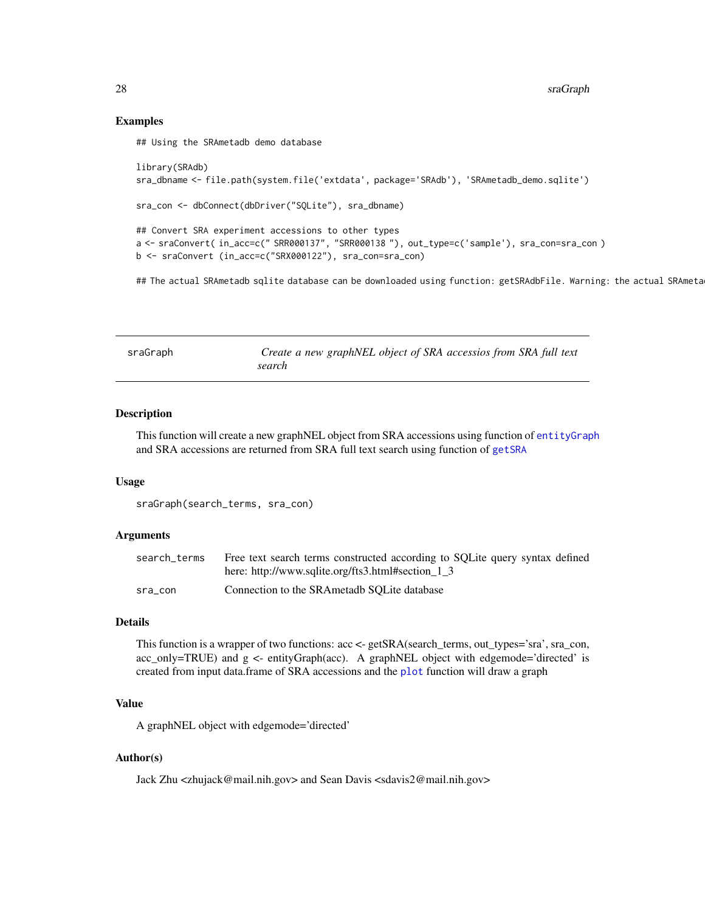## Examples

```
## Using the SRAmetadb demo database

library(SRAdb)
sra_dbname <- file.path(system.file('extdata', package='SRAdb'), 'SRAmetadb_demo.sqlite')

sra_con <- dbConnect(dbDriver("SQLite"), sra_dbname)

## Convert SRA experiment accessions to other types
a <- sraConvert( in_acc=c(" SRR000137", "SRR000138 "), out_type=c('sample'), sra_con=sra_con )
b <- sraConvert (in_acc=c("SRX000122"), sra_con=sra_con)

## The actual SRAmetadb sqlite database can be downloaded using function: getSRAdbFile. Warning: the actual SRAmeta
```

---

# sraGraph

*Create a new graphNEL object of SRA accessios from SRA full text search*

## Description

This function will create a new graphNEL object from SRA accessions using function of `entityGraph` and SRA accessions are returned from SRA full text search using function of `getSRA`

## Usage

```
sraGraph(search_terms, sra_con)
```

## Arguments

| | |
|---|---|
| search_terms | Free text search terms constructed according to SQLite query syntax defined here: http://www.sqlite.org/fts3.html#section_1_3 |
| sra_con | Connection to the SRAmetadb SQLite database |

## Details

This function is a wrapper of two functions: acc <- getSRA(search_terms, out_types='sra', sra_con, acc_only=TRUE) and g <- entityGraph(acc). A graphNEL object with edgemode='directed' is created from input data.frame of SRA accessions and the `plot` function will draw a graph

## Value

A graphNEL object with edgemode='directed'

## Author(s)

Jack Zhu <zhujack@mail.nih.gov> and Sean Davis <sdavis2@mail.nih.gov>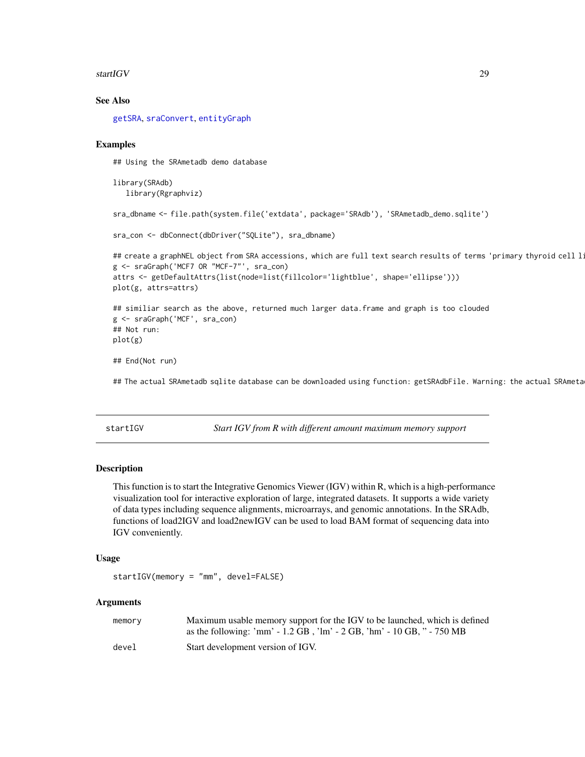## See Also

getSRA, sraConvert, entityGraph

## Examples

```
## Using the SRAmetadb demo database

library(SRAdb)
   library(Rgraphviz)

sra_dbname <- file.path(system.file('extdata', package='SRAdb'), 'SRAmetadb_demo.sqlite')

sra_con <- dbConnect(dbDriver("SQLite"), sra_dbname)

## create a graphNEL object from SRA accessions, which are full text search results of terms 'primary thyroid cell li
g <- sraGraph('MCF7 OR "MCF-7"', sra_con)
attrs <- getDefaultAttrs(list(node=list(fillcolor='lightblue', shape='ellipse')))
plot(g, attrs=attrs)

## similiar search as the above, returned much larger data.frame and graph is too clouded
g <- sraGraph('MCF', sra_con)
## Not run:
plot(g)

## End(Not run)

## The actual SRAmetadb sqlite database can be downloaded using function: getSRAdbFile. Warning: the actual SRAmeta
```

---

## startIGV &nbsp;&nbsp;&nbsp;&nbsp; *Start IGV from R with different amount maximum memory support*

### Description

This function is to start the Integrative Genomics Viewer (IGV) within R, which is a high-performance visualization tool for interactive exploration of large, integrated datasets. It supports a wide variety of data types including sequence alignments, microarrays, and genomic annotations. In the SRAdb, functions of load2IGV and load2newIGV can be used to load BAM format of sequencing data into IGV conveniently.

### Usage

```
startIGV(memory = "mm", devel=FALSE)
```

### Arguments

| | |
|---|---|
| memory | Maximum usable memory support for the IGV to be launched, which is defined as the following: 'mm' - 1.2 GB , 'lm' - 2 GB, 'hm' - 10 GB, '' - 750 MB |
| devel | Start development version of IGV. |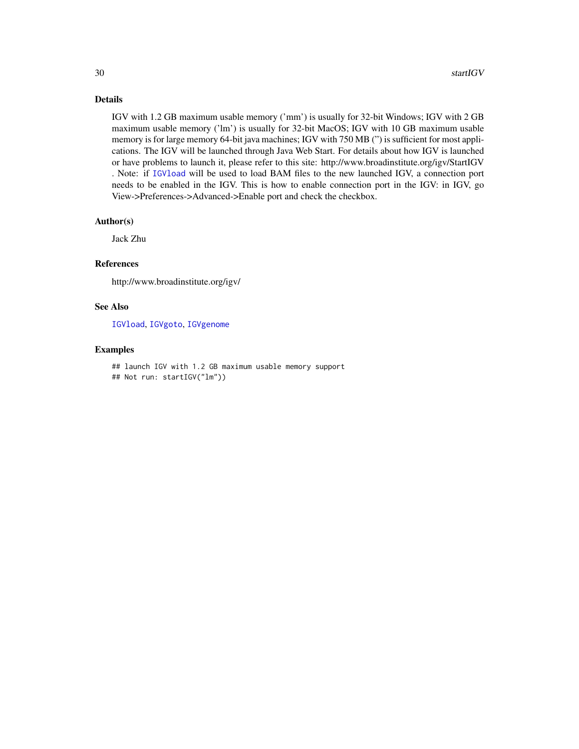## Details

IGV with 1.2 GB maximum usable memory ('mm') is usually for 32-bit Windows; IGV with 2 GB maximum usable memory ('lm') is usually for 32-bit MacOS; IGV with 10 GB maximum usable memory is for large memory 64-bit java machines; IGV with 750 MB ('') is sufficient for most applications. The IGV will be launched through Java Web Start. For details about how IGV is launched or have problems to launch it, please refer to this site: http://www.broadinstitute.org/igv/StartIGV . Note: if `IGVload` will be used to load BAM files to the new launched IGV, a connection port needs to be enabled in the IGV. This is how to enable connection port in the IGV: in IGV, go View->Preferences->Advanced->Enable port and check the checkbox.

## Author(s)

Jack Zhu

## References

http://www.broadinstitute.org/igv/

## See Also

`IGVload`, `IGVgoto`, `IGVgenome`

## Examples

```
## launch IGV with 1.2 GB maximum usable memory support
## Not run: startIGV("lm"))
```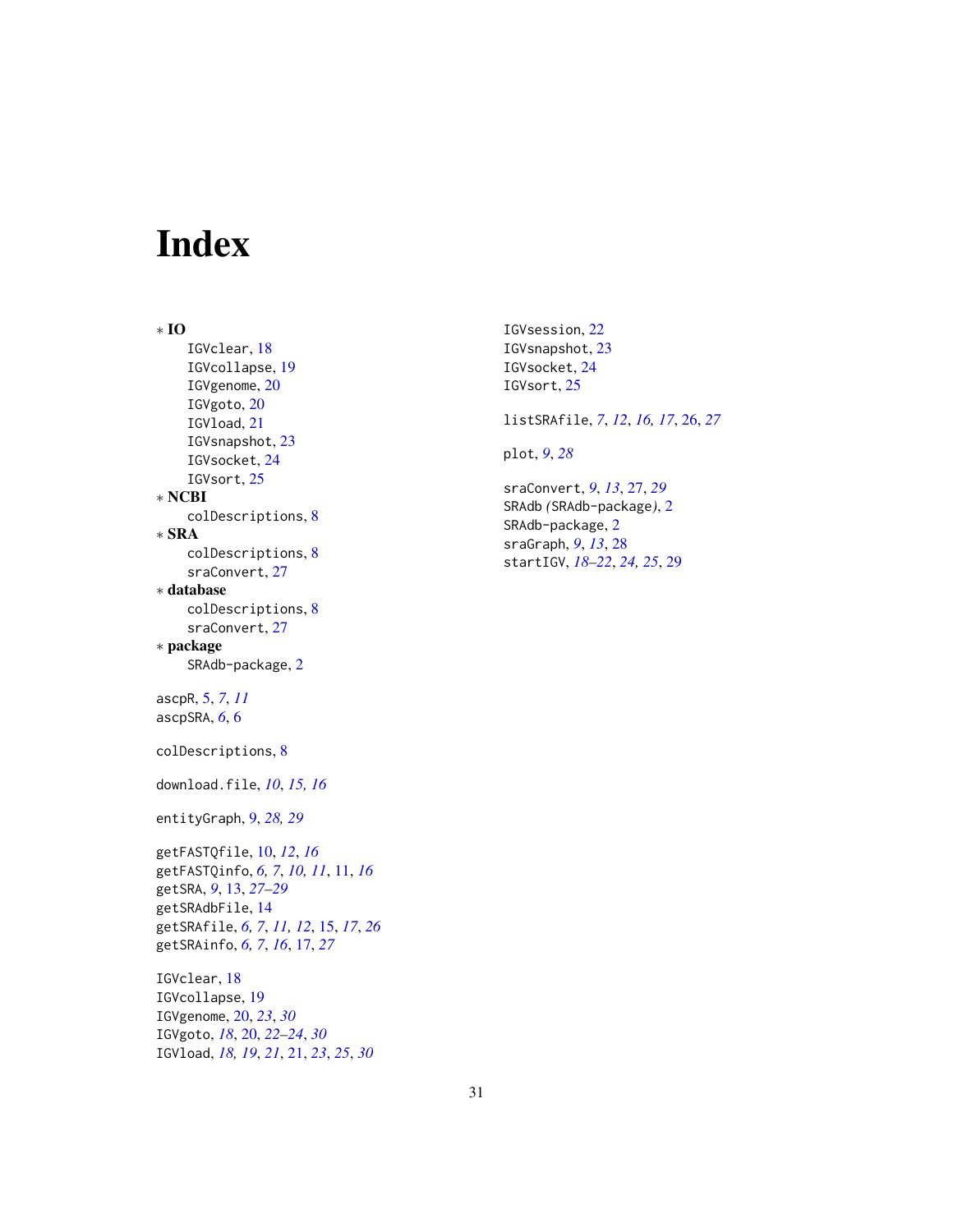# Index

∗ **IO**
- IGVclear, 18
- IGVcollapse, 19
- IGVgenome, 20
- IGVgoto, 20
- IGVload, 21
- IGVsnapshot, 23
- IGVsocket, 24
- IGVsort, 25

∗ **NCBI**
- colDescriptions, 8

∗ **SRA**
- colDescriptions, 8
- sraConvert, 27

∗ **database**
- colDescriptions, 8
- sraConvert, 27

∗ **package**
- SRAdb-package, 2

ascpR, 5, *7*, *11*
ascpSRA, *6*, 6

colDescriptions, 8

download.file, *10*, *15, 16*

entityGraph, 9, *28, 29*

getFASTQfile, 10, *12*, *16*
getFASTQinfo, *6, 7*, *10, 11*, 11, *16*
getSRA, *9*, 13, *27–29*
getSRAdbFile, 14
getSRAfile, *6, 7*, *11, 12*, 15, *17*, *26*
getSRAinfo, *6, 7*, *16*, 17, *27*

IGVclear, 18
IGVcollapse, 19
IGVgenome, 20, *23*, *30*
IGVgoto, *18*, 20, *22–24*, *30*
IGVload, *18, 19*, *21*, 21, *23*, *25*, *30*
IGVsession, 22
IGVsnapshot, 23
IGVsocket, 24
IGVsort, 25

listSRAfile, *7*, *12*, *16, 17*, 26, *27*

plot, *9*, *28*

sraConvert, *9*, *13*, 27, *29*
SRAdb *(*SRAdb-package*)*, 2
SRAdb-package, 2
sraGraph, *9*, *13*, 28
startIGV, *18–22*, *24, 25*, 29